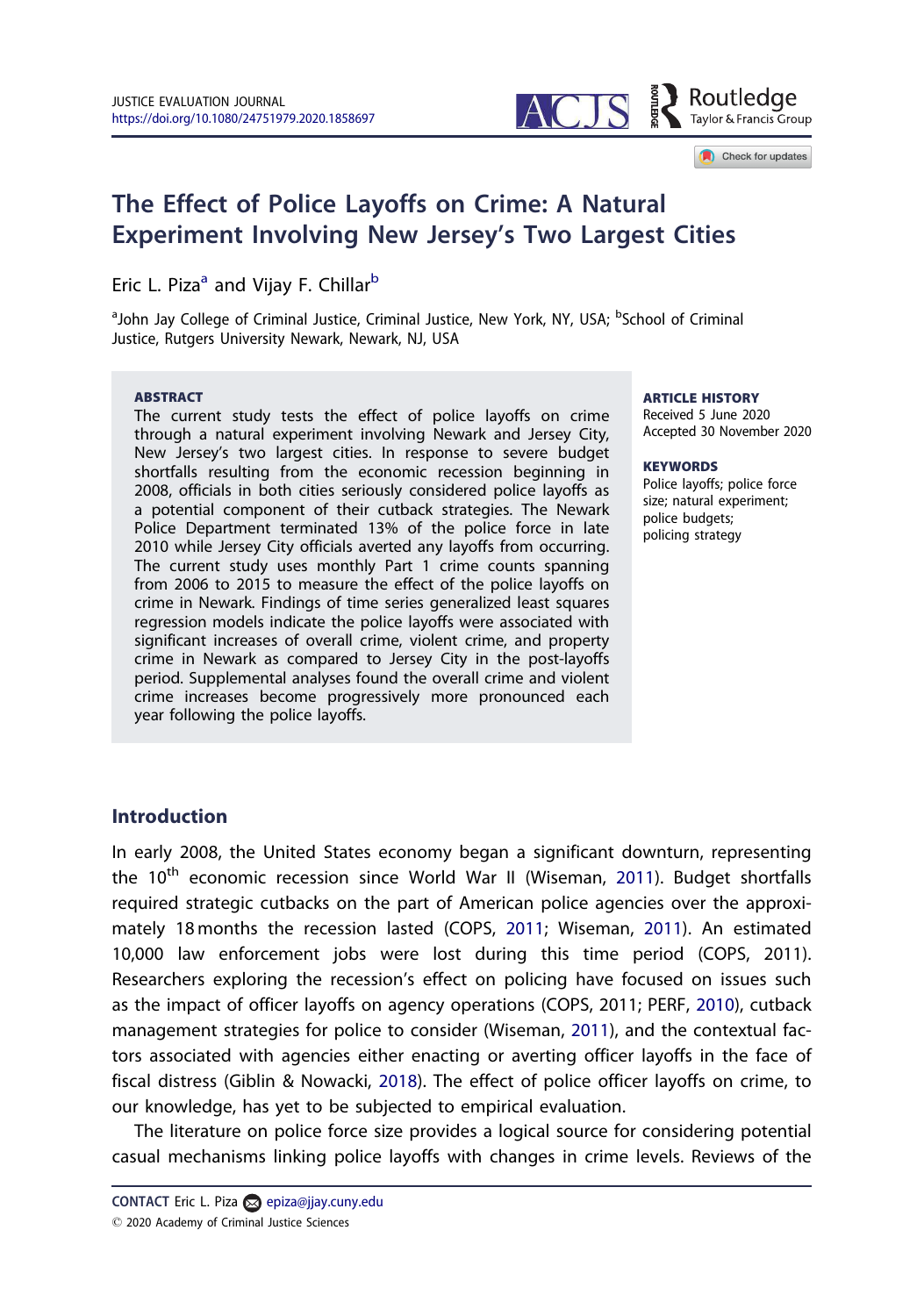# The Effect of Police Layoffs on Crime: A Natural Experiment Involving New Jersey's Two Largest Cities

Eric L. Piza[a] and Vijay F. Chillar[b]

[a]John Jay College of Criminal Justice, Criminal Justice, New York, NY, USA; [b]School of Criminal Justice, Rutgers University Newark, Newark, NJ, USA

**ABSTRACT**

The current study tests the effect of police layoffs on crime through a natural experiment involving Newark and Jersey City, New Jersey's two largest cities. In response to severe budget shortfalls resulting from the economic recession beginning in 2008, officials in both cities seriously considered police layoffs as a potential component of their cutback strategies. The Newark Police Department terminated 13% of the police force in late 2010 while Jersey City officials averted any layoffs from occurring. The current study uses monthly Part 1 crime counts spanning from 2006 to 2015 to measure the effect of the police layoffs on crime in Newark. Findings of time series generalized least squares regression models indicate the police layoffs were associated with significant increases of overall crime, violent crime, and property crime in Newark as compared to Jersey City in the post-layoffs period. Supplemental analyses found the overall crime and violent crime increases become progressively more pronounced each year following the police layoffs.

**ARTICLE HISTORY**

Received 5 June 2020
Accepted 30 November 2020

**KEYWORDS**

Police layoffs; police force size; natural experiment; police budgets; policing strategy

## Introduction

In early 2008, the United States economy began a significant downturn, representing the 10th economic recession since World War II (Wiseman, 2011). Budget shortfalls required strategic cutbacks on the part of American police agencies over the approximately 18 months the recession lasted (COPS, 2011; Wiseman, 2011). An estimated 10,000 law enforcement jobs were lost during this time period (COPS, 2011). Researchers exploring the recession's effect on policing have focused on issues such as the impact of officer layoffs on agency operations (COPS, 2011; PERF, 2010), cutback management strategies for police to consider (Wiseman, 2011), and the contextual factors associated with agencies either enacting or averting officer layoffs in the face of fiscal distress (Giblin & Nowacki, 2018). The effect of police officer layoffs on crime, to our knowledge, has yet to be subjected to empirical evaluation.

The literature on police force size provides a logical source for considering potential casual mechanisms linking police layoffs with changes in crime levels. Reviews of the

CONTACT Eric L. Piza epiza@jjay.cuny.edu

© 2020 Academy of Criminal Justice Sciences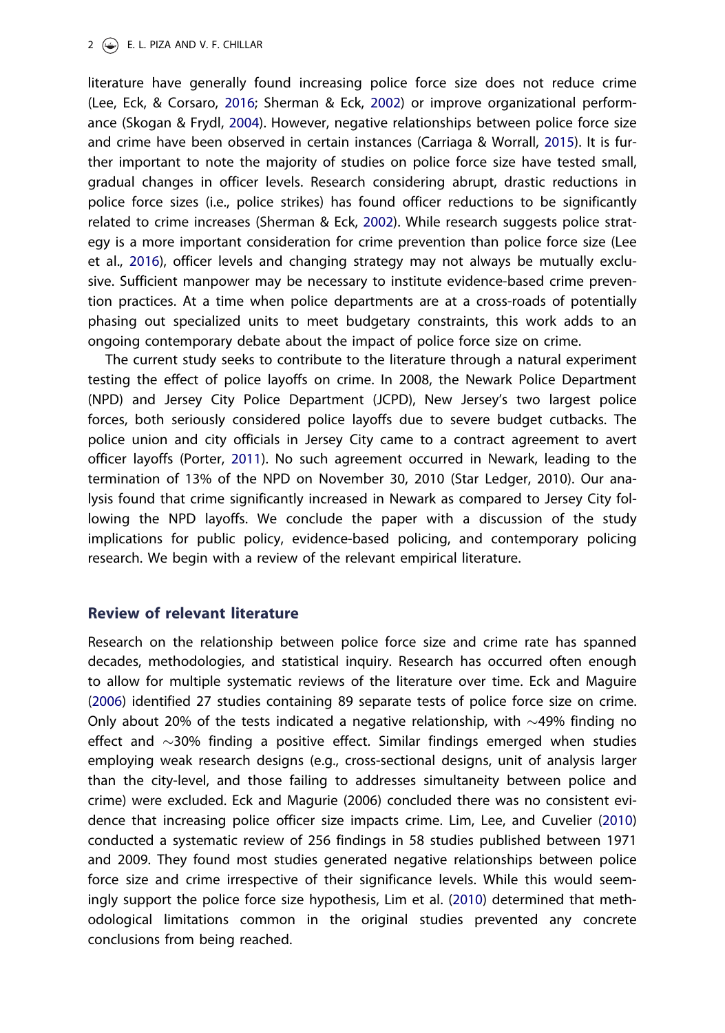literature have generally found increasing police force size does not reduce crime (Lee, Eck, & Corsaro, 2016; Sherman & Eck, 2002) or improve organizational performance (Skogan & Frydl, 2004). However, negative relationships between police force size and crime have been observed in certain instances (Carriaga & Worrall, 2015). It is further important to note the majority of studies on police force size have tested small, gradual changes in officer levels. Research considering abrupt, drastic reductions in police force sizes (i.e., police strikes) has found officer reductions to be significantly related to crime increases (Sherman & Eck, 2002). While research suggests police strategy is a more important consideration for crime prevention than police force size (Lee et al., 2016), officer levels and changing strategy may not always be mutually exclusive. Sufficient manpower may be necessary to institute evidence-based crime prevention practices. At a time when police departments are at a cross-roads of potentially phasing out specialized units to meet budgetary constraints, this work adds to an ongoing contemporary debate about the impact of police force size on crime.

The current study seeks to contribute to the literature through a natural experiment testing the effect of police layoffs on crime. In 2008, the Newark Police Department (NPD) and Jersey City Police Department (JCPD), New Jersey's two largest police forces, both seriously considered police layoffs due to severe budget cutbacks. The police union and city officials in Jersey City came to a contract agreement to avert officer layoffs (Porter, 2011). No such agreement occurred in Newark, leading to the termination of 13% of the NPD on November 30, 2010 (Star Ledger, 2010). Our analysis found that crime significantly increased in Newark as compared to Jersey City following the NPD layoffs. We conclude the paper with a discussion of the study implications for public policy, evidence-based policing, and contemporary policing research. We begin with a review of the relevant empirical literature.

## Review of relevant literature

Research on the relationship between police force size and crime rate has spanned decades, methodologies, and statistical inquiry. Research has occurred often enough to allow for multiple systematic reviews of the literature over time. Eck and Maguire (2006) identified 27 studies containing 89 separate tests of police force size on crime. Only about 20% of the tests indicated a negative relationship, with ∼49% finding no effect and ∼30% finding a positive effect. Similar findings emerged when studies employing weak research designs (e.g., cross-sectional designs, unit of analysis larger than the city-level, and those failing to addresses simultaneity between police and crime) were excluded. Eck and Magurie (2006) concluded there was no consistent evidence that increasing police officer size impacts crime. Lim, Lee, and Cuvelier (2010) conducted a systematic review of 256 findings in 58 studies published between 1971 and 2009. They found most studies generated negative relationships between police force size and crime irrespective of their significance levels. While this would seemingly support the police force size hypothesis, Lim et al. (2010) determined that methodological limitations common in the original studies prevented any concrete conclusions from being reached.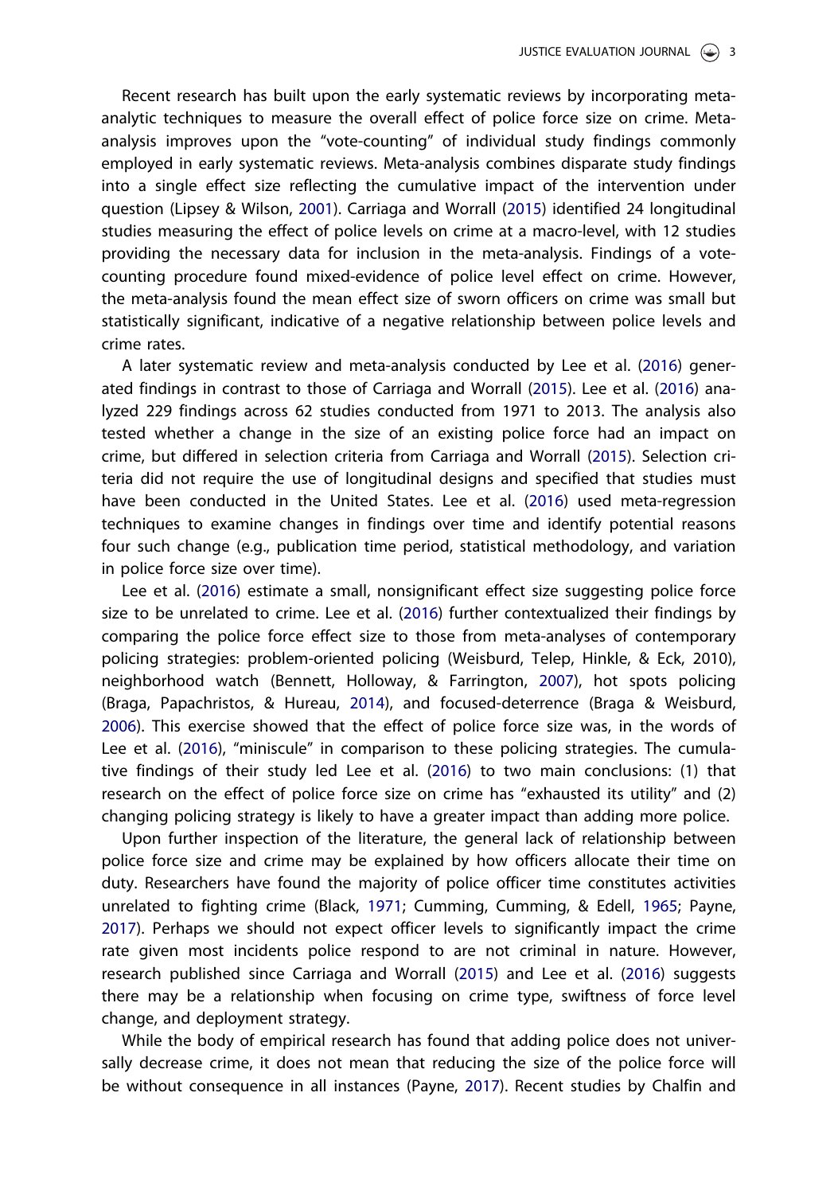Recent research has built upon the early systematic reviews by incorporating meta-analytic techniques to measure the overall effect of police force size on crime. Meta-analysis improves upon the "vote-counting" of individual study findings commonly employed in early systematic reviews. Meta-analysis combines disparate study findings into a single effect size reflecting the cumulative impact of the intervention under question (Lipsey & Wilson, 2001). Carriaga and Worrall (2015) identified 24 longitudinal studies measuring the effect of police levels on crime at a macro-level, with 12 studies providing the necessary data for inclusion in the meta-analysis. Findings of a vote-counting procedure found mixed-evidence of police level effect on crime. However, the meta-analysis found the mean effect size of sworn officers on crime was small but statistically significant, indicative of a negative relationship between police levels and crime rates.

A later systematic review and meta-analysis conducted by Lee et al. (2016) generated findings in contrast to those of Carriaga and Worrall (2015). Lee et al. (2016) analyzed 229 findings across 62 studies conducted from 1971 to 2013. The analysis also tested whether a change in the size of an existing police force had an impact on crime, but differed in selection criteria from Carriaga and Worrall (2015). Selection criteria did not require the use of longitudinal designs and specified that studies must have been conducted in the United States. Lee et al. (2016) used meta-regression techniques to examine changes in findings over time and identify potential reasons four such change (e.g., publication time period, statistical methodology, and variation in police force size over time).

Lee et al. (2016) estimate a small, nonsignificant effect size suggesting police force size to be unrelated to crime. Lee et al. (2016) further contextualized their findings by comparing the police force effect size to those from meta-analyses of contemporary policing strategies: problem-oriented policing (Weisburd, Telep, Hinkle, & Eck, 2010), neighborhood watch (Bennett, Holloway, & Farrington, 2007), hot spots policing (Braga, Papachristos, & Hureau, 2014), and focused-deterrence (Braga & Weisburd, 2006). This exercise showed that the effect of police force size was, in the words of Lee et al. (2016), "miniscule" in comparison to these policing strategies. The cumulative findings of their study led Lee et al. (2016) to two main conclusions: (1) that research on the effect of police force size on crime has "exhausted its utility" and (2) changing policing strategy is likely to have a greater impact than adding more police.

Upon further inspection of the literature, the general lack of relationship between police force size and crime may be explained by how officers allocate their time on duty. Researchers have found the majority of police officer time constitutes activities unrelated to fighting crime (Black, 1971; Cumming, Cumming, & Edell, 1965; Payne, 2017). Perhaps we should not expect officer levels to significantly impact the crime rate given most incidents police respond to are not criminal in nature. However, research published since Carriaga and Worrall (2015) and Lee et al. (2016) suggests there may be a relationship when focusing on crime type, swiftness of force level change, and deployment strategy.

While the body of empirical research has found that adding police does not universally decrease crime, it does not mean that reducing the size of the police force will be without consequence in all instances (Payne, 2017). Recent studies by Chalfin and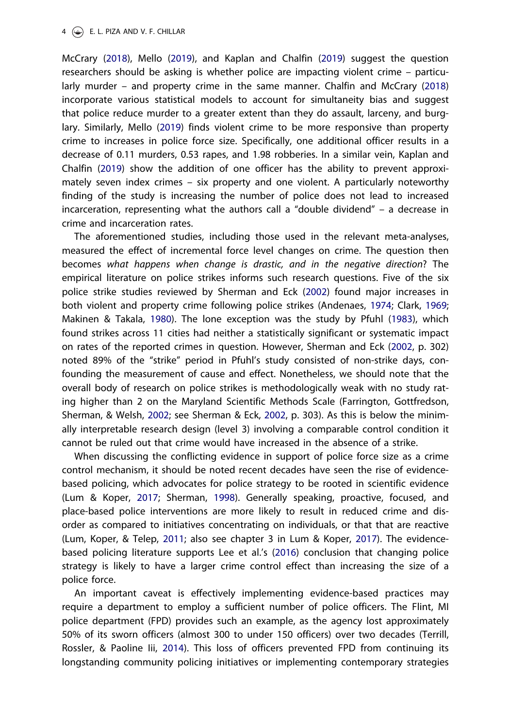McCrary (2018), Mello (2019), and Kaplan and Chalfin (2019) suggest the question researchers should be asking is whether police are impacting violent crime – particularly murder – and property crime in the same manner. Chalfin and McCrary (2018) incorporate various statistical models to account for simultaneity bias and suggest that police reduce murder to a greater extent than they do assault, larceny, and burglary. Similarly, Mello (2019) finds violent crime to be more responsive than property crime to increases in police force size. Specifically, one additional officer results in a decrease of 0.11 murders, 0.53 rapes, and 1.98 robberies. In a similar vein, Kaplan and Chalfin (2019) show the addition of one officer has the ability to prevent approximately seven index crimes – six property and one violent. A particularly noteworthy finding of the study is increasing the number of police does not lead to increased incarceration, representing what the authors call a "double dividend" – a decrease in crime and incarceration rates.

The aforementioned studies, including those used in the relevant meta-analyses, measured the effect of incremental force level changes on crime. The question then becomes *what happens when change is drastic, and in the negative direction*? The empirical literature on police strikes informs such research questions. Five of the six police strike studies reviewed by Sherman and Eck (2002) found major increases in both violent and property crime following police strikes (Andenaes, 1974; Clark, 1969; Makinen & Takala, 1980). The lone exception was the study by Pfuhl (1983), which found strikes across 11 cities had neither a statistically significant or systematic impact on rates of the reported crimes in question. However, Sherman and Eck (2002, p. 302) noted 89% of the "strike" period in Pfuhl's study consisted of non-strike days, confounding the measurement of cause and effect. Nonetheless, we should note that the overall body of research on police strikes is methodologically weak with no study rating higher than 2 on the Maryland Scientific Methods Scale (Farrington, Gottfredson, Sherman, & Welsh, 2002; see Sherman & Eck, 2002, p. 303). As this is below the minimally interpretable research design (level 3) involving a comparable control condition it cannot be ruled out that crime would have increased in the absence of a strike.

When discussing the conflicting evidence in support of police force size as a crime control mechanism, it should be noted recent decades have seen the rise of evidence-based policing, which advocates for police strategy to be rooted in scientific evidence (Lum & Koper, 2017; Sherman, 1998). Generally speaking, proactive, focused, and place-based police interventions are more likely to result in reduced crime and disorder as compared to initiatives concentrating on individuals, or that that are reactive (Lum, Koper, & Telep, 2011; also see chapter 3 in Lum & Koper, 2017). The evidence-based policing literature supports Lee et al.'s (2016) conclusion that changing police strategy is likely to have a larger crime control effect than increasing the size of a police force.

An important caveat is effectively implementing evidence-based practices may require a department to employ a sufficient number of police officers. The Flint, MI police department (FPD) provides such an example, as the agency lost approximately 50% of its sworn officers (almost 300 to under 150 officers) over two decades (Terrill, Rossler, & Paoline Iii, 2014). This loss of officers prevented FPD from continuing its longstanding community policing initiatives or implementing contemporary strategies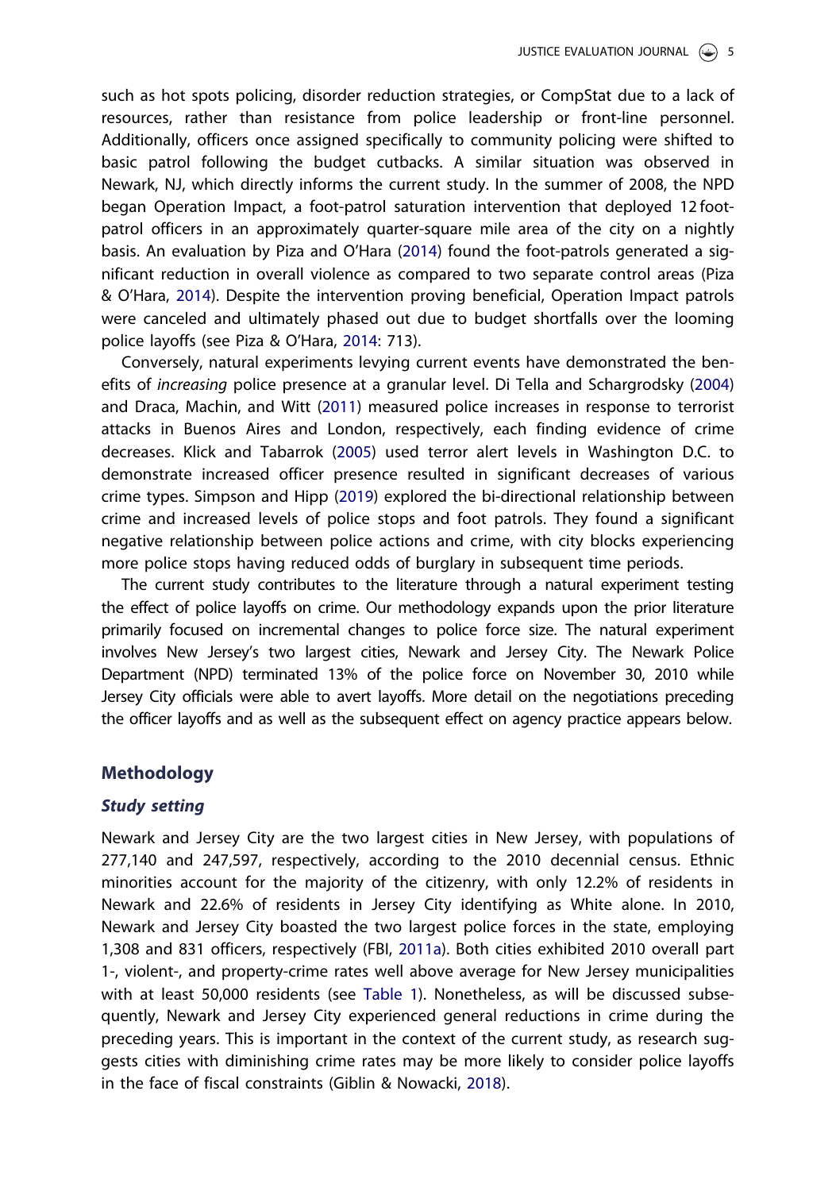such as hot spots policing, disorder reduction strategies, or CompStat due to a lack of resources, rather than resistance from police leadership or front-line personnel. Additionally, officers once assigned specifically to community policing were shifted to basic patrol following the budget cutbacks. A similar situation was observed in Newark, NJ, which directly informs the current study. In the summer of 2008, the NPD began Operation Impact, a foot-patrol saturation intervention that deployed 12 foot-patrol officers in an approximately quarter-square mile area of the city on a nightly basis. An evaluation by Piza and O'Hara (2014) found the foot-patrols generated a significant reduction in overall violence as compared to two separate control areas (Piza & O'Hara, 2014). Despite the intervention proving beneficial, Operation Impact patrols were canceled and ultimately phased out due to budget shortfalls over the looming police layoffs (see Piza & O'Hara, 2014: 713).

Conversely, natural experiments levying current events have demonstrated the benefits of *increasing* police presence at a granular level. Di Tella and Schargrodsky (2004) and Draca, Machin, and Witt (2011) measured police increases in response to terrorist attacks in Buenos Aires and London, respectively, each finding evidence of crime decreases. Klick and Tabarrok (2005) used terror alert levels in Washington D.C. to demonstrate increased officer presence resulted in significant decreases of various crime types. Simpson and Hipp (2019) explored the bi-directional relationship between crime and increased levels of police stops and foot patrols. They found a significant negative relationship between police actions and crime, with city blocks experiencing more police stops having reduced odds of burglary in subsequent time periods.

The current study contributes to the literature through a natural experiment testing the effect of police layoffs on crime. Our methodology expands upon the prior literature primarily focused on incremental changes to police force size. The natural experiment involves New Jersey's two largest cities, Newark and Jersey City. The Newark Police Department (NPD) terminated 13% of the police force on November 30, 2010 while Jersey City officials were able to avert layoffs. More detail on the negotiations preceding the officer layoffs and as well as the subsequent effect on agency practice appears below.

## Methodology

### *Study setting*

Newark and Jersey City are the two largest cities in New Jersey, with populations of 277,140 and 247,597, respectively, according to the 2010 decennial census. Ethnic minorities account for the majority of the citizenry, with only 12.2% of residents in Newark and 22.6% of residents in Jersey City identifying as White alone. In 2010, Newark and Jersey City boasted the two largest police forces in the state, employing 1,308 and 831 officers, respectively (FBI, 2011a). Both cities exhibited 2010 overall part 1-, violent-, and property-crime rates well above average for New Jersey municipalities with at least 50,000 residents (see Table 1). Nonetheless, as will be discussed subsequently, Newark and Jersey City experienced general reductions in crime during the preceding years. This is important in the context of the current study, as research suggests cities with diminishing crime rates may be more likely to consider police layoffs in the face of fiscal constraints (Giblin & Nowacki, 2018).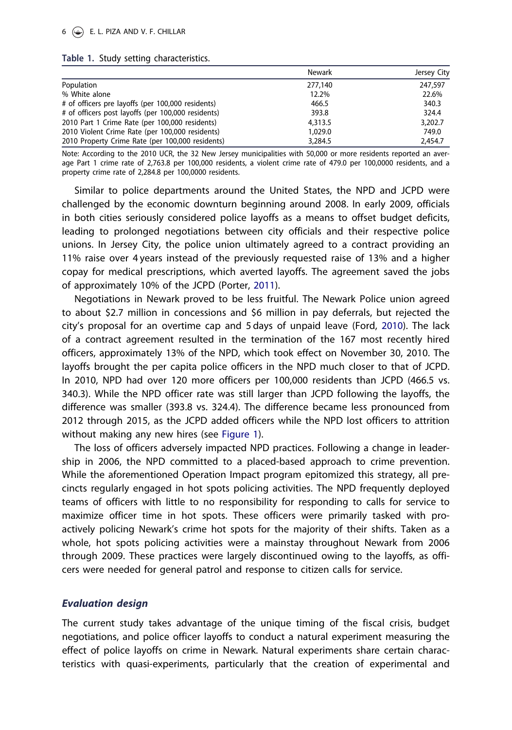**Table 1.** Study setting characteristics.

| | Newark | Jersey City |
|---|---|---|
| Population | 277,140 | 247,597 |
| % White alone | 12.2% | 22.6% |
| # of officers pre layoffs (per 100,000 residents) | 466.5 | 340.3 |
| # of officers post layoffs (per 100,000 residents) | 393.8 | 324.4 |
| 2010 Part 1 Crime Rate (per 100,000 residents) | 4,313.5 | 3,202.7 |
| 2010 Violent Crime Rate (per 100,000 residents) | 1,029.0 | 749.0 |
| 2010 Property Crime Rate (per 100,000 residents) | 3,284.5 | 2,454.7 |

Note: According to the 2010 UCR, the 32 New Jersey municipalities with 50,000 or more residents reported an average Part 1 crime rate of 2,763.8 per 100,000 residents, a violent crime rate of 479.0 per 100,0000 residents, and a property crime rate of 2,284.8 per 100,0000 residents.

Similar to police departments around the United States, the NPD and JCPD were challenged by the economic downturn beginning around 2008. In early 2009, officials in both cities seriously considered police layoffs as a means to offset budget deficits, leading to prolonged negotiations between city officials and their respective police unions. In Jersey City, the police union ultimately agreed to a contract providing an 11% raise over 4 years instead of the previously requested raise of 13% and a higher copay for medical prescriptions, which averted layoffs. The agreement saved the jobs of approximately 10% of the JCPD (Porter, 2011).

Negotiations in Newark proved to be less fruitful. The Newark Police union agreed to about $2.7 million in concessions and $6 million in pay deferrals, but rejected the city's proposal for an overtime cap and 5 days of unpaid leave (Ford, 2010). The lack of a contract agreement resulted in the termination of the 167 most recently hired officers, approximately 13% of the NPD, which took effect on November 30, 2010. The layoffs brought the per capita police officers in the NPD much closer to that of JCPD. In 2010, NPD had over 120 more officers per 100,000 residents than JCPD (466.5 vs. 340.3). While the NPD officer rate was still larger than JCPD following the layoffs, the difference was smaller (393.8 vs. 324.4). The difference became less pronounced from 2012 through 2015, as the JCPD added officers while the NPD lost officers to attrition without making any new hires (see Figure 1).

The loss of officers adversely impacted NPD practices. Following a change in leadership in 2006, the NPD committed to a placed-based approach to crime prevention. While the aforementioned Operation Impact program epitomized this strategy, all precincts regularly engaged in hot spots policing activities. The NPD frequently deployed teams of officers with little to no responsibility for responding to calls for service to maximize officer time in hot spots. These officers were primarily tasked with proactively policing Newark's crime hot spots for the majority of their shifts. Taken as a whole, hot spots policing activities were a mainstay throughout Newark from 2006 through 2009. These practices were largely discontinued owing to the layoffs, as officers were needed for general patrol and response to citizen calls for service.

### *Evaluation design*

The current study takes advantage of the unique timing of the fiscal crisis, budget negotiations, and police officer layoffs to conduct a natural experiment measuring the effect of police layoffs on crime in Newark. Natural experiments share certain characteristics with quasi-experiments, particularly that the creation of experimental and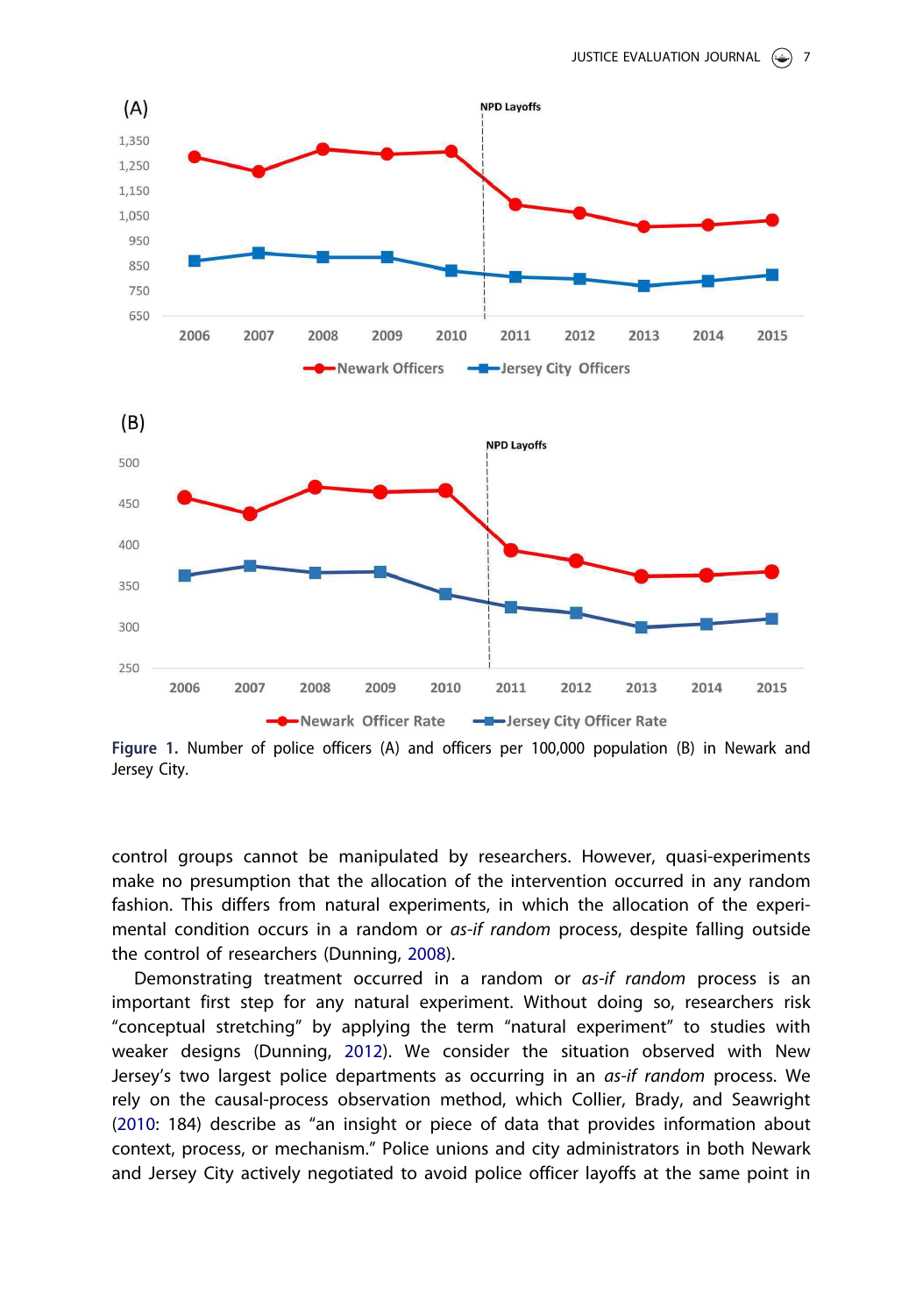Figure 1. Number of police officers (A) and officers per 100,000 population (B) in Newark and Jersey City.

control groups cannot be manipulated by researchers. However, quasi-experiments make no presumption that the allocation of the intervention occurred in any random fashion. This differs from natural experiments, in which the allocation of the experimental condition occurs in a random or *as-if random* process, despite falling outside the control of researchers (Dunning, 2008).

Demonstrating treatment occurred in a random or *as-if random* process is an important first step for any natural experiment. Without doing so, researchers risk "conceptual stretching" by applying the term "natural experiment" to studies with weaker designs (Dunning, 2012). We consider the situation observed with New Jersey's two largest police departments as occurring in an *as-if random* process. We rely on the causal-process observation method, which Collier, Brady, and Seawright (2010: 184) describe as "an insight or piece of data that provides information about context, process, or mechanism." Police unions and city administrators in both Newark and Jersey City actively negotiated to avoid police officer layoffs at the same point in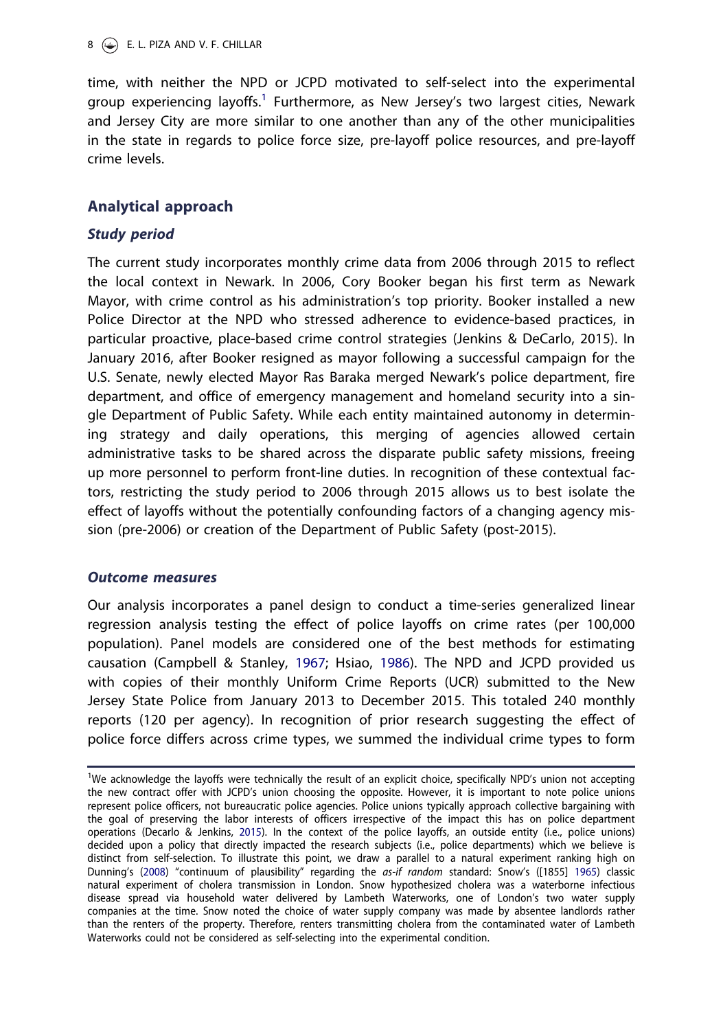time, with neither the NPD or JCPD motivated to self-select into the experimental group experiencing layoffs.[1] Furthermore, as New Jersey's two largest cities, Newark and Jersey City are more similar to one another than any of the other municipalities in the state in regards to police force size, pre-layoff police resources, and pre-layoff crime levels.

## Analytical approach

### *Study period*

The current study incorporates monthly crime data from 2006 through 2015 to reflect the local context in Newark. In 2006, Cory Booker began his first term as Newark Mayor, with crime control as his administration's top priority. Booker installed a new Police Director at the NPD who stressed adherence to evidence-based practices, in particular proactive, place-based crime control strategies (Jenkins & DeCarlo, 2015). In January 2016, after Booker resigned as mayor following a successful campaign for the U.S. Senate, newly elected Mayor Ras Baraka merged Newark's police department, fire department, and office of emergency management and homeland security into a single Department of Public Safety. While each entity maintained autonomy in determining strategy and daily operations, this merging of agencies allowed certain administrative tasks to be shared across the disparate public safety missions, freeing up more personnel to perform front-line duties. In recognition of these contextual factors, restricting the study period to 2006 through 2015 allows us to best isolate the effect of layoffs without the potentially confounding factors of a changing agency mission (pre-2006) or creation of the Department of Public Safety (post-2015).

### *Outcome measures*

Our analysis incorporates a panel design to conduct a time-series generalized linear regression analysis testing the effect of police layoffs on crime rates (per 100,000 population). Panel models are considered one of the best methods for estimating causation (Campbell & Stanley, 1967; Hsiao, 1986). The NPD and JCPD provided us with copies of their monthly Uniform Crime Reports (UCR) submitted to the New Jersey State Police from January 2013 to December 2015. This totaled 240 monthly reports (120 per agency). In recognition of prior research suggesting the effect of police force differs across crime types, we summed the individual crime types to form

---

[1] We acknowledge the layoffs were technically the result of an explicit choice, specifically NPD's union not accepting the new contract offer with JCPD's union choosing the opposite. However, it is important to note police unions represent police officers, not bureaucratic police agencies. Police unions typically approach collective bargaining with the goal of preserving the labor interests of officers irrespective of the impact this has on police department operations (Decarlo & Jenkins, 2015). In the context of the police layoffs, an outside entity (i.e., police unions) decided upon a policy that directly impacted the research subjects (i.e., police departments) which we believe is distinct from self-selection. To illustrate this point, we draw a parallel to a natural experiment ranking high on Dunning's (2008) "continuum of plausibility" regarding the *as-if random* standard: Snow's ([1855] 1965) classic natural experiment of cholera transmission in London. Snow hypothesized cholera was a waterborne infectious disease spread via household water delivered by Lambeth Waterworks, one of London's two water supply companies at the time. Snow noted the choice of water supply company was made by absentee landlords rather than the renters of the property. Therefore, renters transmitting cholera from the contaminated water of Lambeth Waterworks could not be considered as self-selecting into the experimental condition.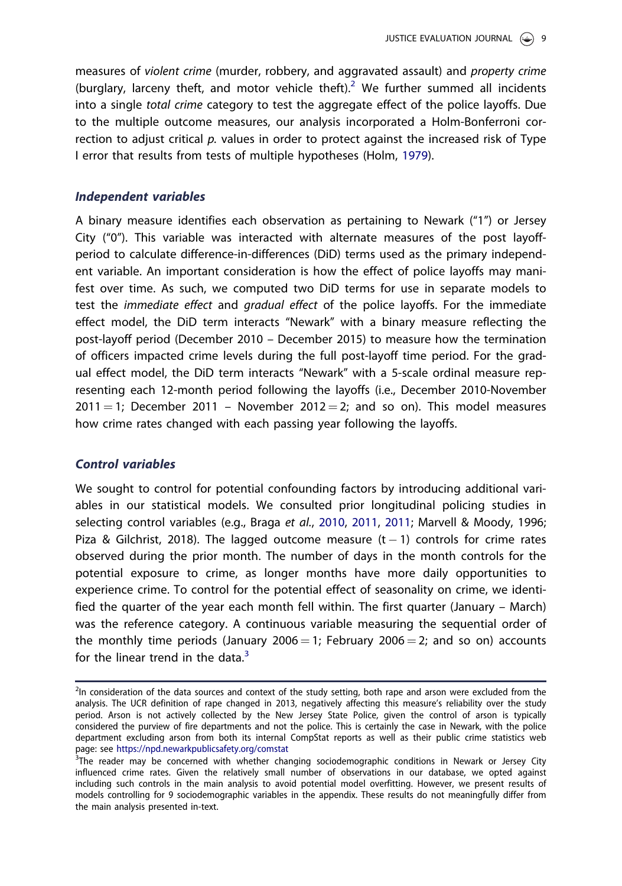measures of *violent crime* (murder, robbery, and aggravated assault) and *property crime* (burglary, larceny theft, and motor vehicle theft).[2] We further summed all incidents into a single *total crime* category to test the aggregate effect of the police layoffs. Due to the multiple outcome measures, our analysis incorporated a Holm-Bonferroni correction to adjust critical *p*. values in order to protect against the increased risk of Type I error that results from tests of multiple hypotheses (Holm, 1979).

### *Independent variables*

A binary measure identifies each observation as pertaining to Newark ("1") or Jersey City ("0"). This variable was interacted with alternate measures of the post layoff-period to calculate difference-in-differences (DiD) terms used as the primary independent variable. An important consideration is how the effect of police layoffs may manifest over time. As such, we computed two DiD terms for use in separate models to test the *immediate effect* and *gradual effect* of the police layoffs. For the immediate effect model, the DiD term interacts "Newark" with a binary measure reflecting the post-layoff period (December 2010 – December 2015) to measure how the termination of officers impacted crime levels during the full post-layoff time period. For the gradual effect model, the DiD term interacts "Newark" with a 5-scale ordinal measure representing each 12-month period following the layoffs (i.e., December 2010-November 2011 = 1; December 2011 – November 2012 = 2; and so on). This model measures how crime rates changed with each passing year following the layoffs.

### *Control variables*

We sought to control for potential confounding factors by introducing additional variables in our statistical models. We consulted prior longitudinal policing studies in selecting control variables (e.g., Braga *et al*., 2010, 2011, 2011; Marvell & Moody, 1996; Piza & Gilchrist, 2018). The lagged outcome measure $(t - 1)$ controls for crime rates observed during the prior month. The number of days in the month controls for the potential exposure to crime, as longer months have more daily opportunities to experience crime. To control for the potential effect of seasonality on crime, we identified the quarter of the year each month fell within. The first quarter (January – March) was the reference category. A continuous variable measuring the sequential order of the monthly time periods (January 2006 = 1; February 2006 = 2; and so on) accounts for the linear trend in the data.[3]

---

[2]In consideration of the data sources and context of the study setting, both rape and arson were excluded from the analysis. The UCR definition of rape changed in 2013, negatively affecting this measure's reliability over the study period. Arson is not actively collected by the New Jersey State Police, given the control of arson is typically considered the purview of fire departments and not the police. This is certainly the case in Newark, with the police department excluding arson from both its internal CompStat reports as well as their public crime statistics web page: see https://npd.newarkpublicsafety.org/comstat

[3]The reader may be concerned with whether changing sociodemographic conditions in Newark or Jersey City influenced crime rates. Given the relatively small number of observations in our database, we opted against including such controls in the main analysis to avoid potential model overfitting. However, we present results of models controlling for 9 sociodemographic variables in the appendix. These results do not meaningfully differ from the main analysis presented in-text.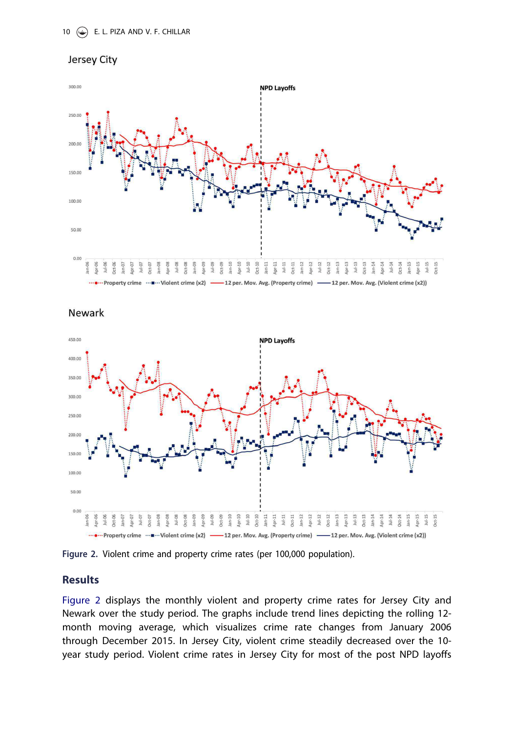Figure 2. Violent crime and property crime rates (per 100,000 population).

## Results

Figure 2 displays the monthly violent and property crime rates for Jersey City and Newark over the study period. The graphs include trend lines depicting the rolling 12-month moving average, which visualizes crime rate changes from January 2006 through December 2015. In Jersey City, violent crime steadily decreased over the 10-year study period. Violent crime rates in Jersey City for most of the post NPD layoffs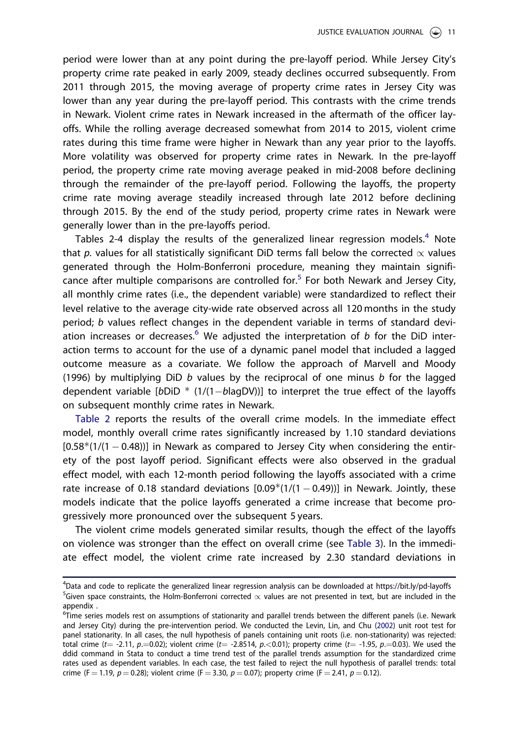period were lower than at any point during the pre-layoff period. While Jersey City's property crime rate peaked in early 2009, steady declines occurred subsequently. From 2011 through 2015, the moving average of property crime rates in Jersey City was lower than any year during the pre-layoff period. This contrasts with the crime trends in Newark. Violent crime rates in Newark increased in the aftermath of the officer layoffs. While the rolling average decreased somewhat from 2014 to 2015, violent crime rates during this time frame were higher in Newark than any year prior to the layoffs. More volatility was observed for property crime rates in Newark. In the pre-layoff period, the property crime rate moving average peaked in mid-2008 before declining through the remainder of the pre-layoff period. Following the layoffs, the property crime rate moving average steadily increased through late 2012 before declining through 2015. By the end of the study period, property crime rates in Newark were generally lower than in the pre-layoffs period.

Tables 2-4 display the results of the generalized linear regression models.[4] Note that *p.* values for all statistically significant DiD terms fall below the corrected $\propto$ values generated through the Holm-Bonferroni procedure, meaning they maintain significance after multiple comparisons are controlled for.[5] For both Newark and Jersey City, all monthly crime rates (i.e., the dependent variable) were standardized to reflect their level relative to the average city-wide rate observed across all 120 months in the study period; *b* values reflect changes in the dependent variable in terms of standard deviation increases or decreases.[6] We adjusted the interpretation of *b* for the DiD interaction terms to account for the use of a dynamic panel model that included a lagged outcome measure as a covariate. We follow the approach of Marvell and Moody (1996) by multiplying DiD *b* values by the reciprocal of one minus *b* for the lagged dependent variable [$b$DiD $*$ $(1/(1-b\text{lagDV}))$] to interpret the true effect of the layoffs on subsequent monthly crime rates in Newark.

Table 2 reports the results of the overall crime models. In the immediate effect model, monthly overall crime rates significantly increased by 1.10 standard deviations [$0.58*(1/(1-0.48))$] in Newark as compared to Jersey City when considering the entirety of the post layoff period. Significant effects were also observed in the gradual effect model, with each 12-month period following the layoffs associated with a crime rate increase of 0.18 standard deviations [$0.09*(1/(1-0.49))$] in Newark. Jointly, these models indicate that the police layoffs generated a crime increase that become progressively more pronounced over the subsequent 5 years.

The violent crime models generated similar results, though the effect of the layoffs on violence was stronger than the effect on overall crime (see Table 3). In the immediate effect model, the violent crime rate increased by 2.30 standard deviations in

---

[4]Data and code to replicate the generalized linear regression analysis can be downloaded at https://bit.ly/pd-layoffs

[5]Given space constraints, the Holm-Bonferroni corrected $\propto$ values are not presented in text, but are included in the appendix .

[6]Time series models rest on assumptions of stationarity and parallel trends between the different panels (i.e. Newark and Jersey City) during the pre-intervention period. We conducted the Levin, Lin, and Chu (2002) unit root test for panel stationarity. In all cases, the null hypothesis of panels containing unit roots (i.e. non-stationarity) was rejected: total crime ($t=-2.11$, $p.=0.02$); violent crime ($t=-2.8514$, $p.<0.01$); property crime ($t=-1.95$, $p.=0.03$). We used the ddid command in Stata to conduct a time trend test of the parallel trends assumption for the standardized crime rates used as dependent variables. In each case, the test failed to reject the null hypothesis of parallel trends: total crime ($F=1.19$, $p=0.28$); violent crime ($F=3.30$, $p=0.07$); property crime ($F=2.41$, $p=0.12$).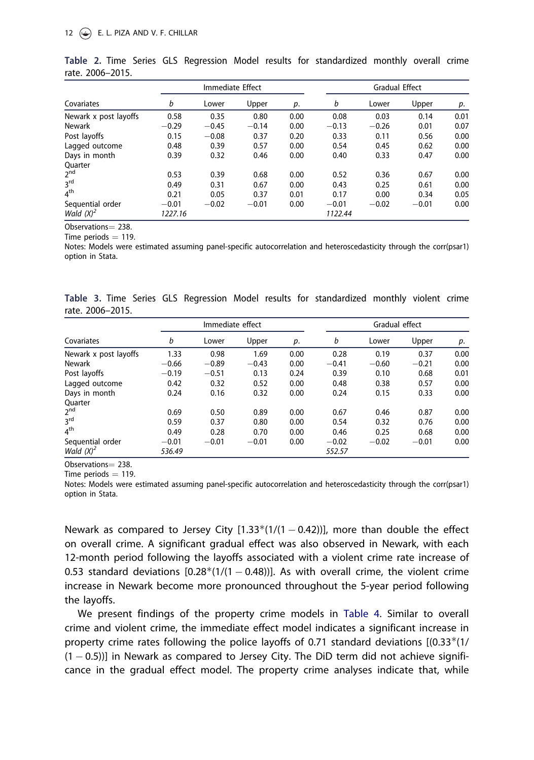**Table 2.** Time Series GLS Regression Model results for standardized monthly overall crime rate. 2006–2015.

| | Immediate Effect | | | | Gradual Effect | | | |
|---|---|---|---|---|---|---|---|---|
| Covariates | *b* | Lower | Upper | *p.* | *b* | Lower | Upper | *p.* |
| Newark x post layoffs | 0.58 | 0.35 | 0.80 | 0.00 | 0.08 | 0.03 | 0.14 | 0.01 |
| Newark | −0.29 | −0.45 | −0.14 | 0.00 | −0.13 | −0.26 | 0.01 | 0.07 |
| Post layoffs | 0.15 | −0.08 | 0.37 | 0.20 | 0.33 | 0.11 | 0.56 | 0.00 |
| Lagged outcome | 0.48 | 0.39 | 0.57 | 0.00 | 0.54 | 0.45 | 0.62 | 0.00 |
| Days in month | 0.39 | 0.32 | 0.46 | 0.00 | 0.40 | 0.33 | 0.47 | 0.00 |
| Quarter | | | | | | | | |
| 2nd | 0.53 | 0.39 | 0.68 | 0.00 | 0.52 | 0.36 | 0.67 | 0.00 |
| 3rd | 0.49 | 0.31 | 0.67 | 0.00 | 0.43 | 0.25 | 0.61 | 0.00 |
| 4th | 0.21 | 0.05 | 0.37 | 0.01 | 0.17 | 0.00 | 0.34 | 0.05 |
| Sequential order | −0.01 | −0.02 | −0.01 | 0.00 | −0.01 | −0.02 | −0.01 | 0.00 |
| *Wald* $(X)^2$ | *1227.16* | | | | *1122.44* | | | |

Observations = 238.

Time periods = 119.

Notes: Models were estimated assuming panel-specific autocorrelation and heteroscedasticity through the corr(psar1) option in Stata.

**Table 3.** Time Series GLS Regression Model results for standardized monthly violent crime rate. 2006–2015.

| | Immediate effect | | | | Gradual effect | | | |
|---|---|---|---|---|---|---|---|---|
| Covariates | *b* | Lower | Upper | *p.* | *b* | Lower | Upper | *p.* |
| Newark x post layoffs | 1.33 | 0.98 | 1.69 | 0.00 | 0.28 | 0.19 | 0.37 | 0.00 |
| Newark | −0.66 | −0.89 | −0.43 | 0.00 | −0.41 | −0.60 | −0.21 | 0.00 |
| Post layoffs | −0.19 | −0.51 | 0.13 | 0.24 | 0.39 | 0.10 | 0.68 | 0.01 |
| Lagged outcome | 0.42 | 0.32 | 0.52 | 0.00 | 0.48 | 0.38 | 0.57 | 0.00 |
| Days in month | 0.24 | 0.16 | 0.32 | 0.00 | 0.24 | 0.15 | 0.33 | 0.00 |
| Quarter | | | | | | | | |
| 2nd | 0.69 | 0.50 | 0.89 | 0.00 | 0.67 | 0.46 | 0.87 | 0.00 |
| 3rd | 0.59 | 0.37 | 0.80 | 0.00 | 0.54 | 0.32 | 0.76 | 0.00 |
| 4th | 0.49 | 0.28 | 0.70 | 0.00 | 0.46 | 0.25 | 0.68 | 0.00 |
| Sequential order | −0.01 | −0.01 | −0.01 | 0.00 | −0.02 | −0.02 | −0.01 | 0.00 |
| *Wald* $(X)^2$ | *536.49* | | | | *552.57* | | | |

Observations = 238.

Time periods = 119.

Notes: Models were estimated assuming panel-specific autocorrelation and heteroscedasticity through the corr(psar1) option in Stata.

Newark as compared to Jersey City [1.33*(1/(1 − 0.42))], more than double the effect on overall crime. A significant gradual effect was also observed in Newark, with each 12-month period following the layoffs associated with a violent crime rate increase of 0.53 standard deviations [0.28*(1/(1 − 0.48))]. As with overall crime, the violent crime increase in Newark become more pronounced throughout the 5-year period following the layoffs.

We present findings of the property crime models in Table 4. Similar to overall crime and violent crime, the immediate effect model indicates a significant increase in property crime rates following the police layoffs of 0.71 standard deviations [(0.33*(1/(1 − 0.5))] in Newark as compared to Jersey City. The DiD term did not achieve significance in the gradual effect model. The property crime analyses indicate that, while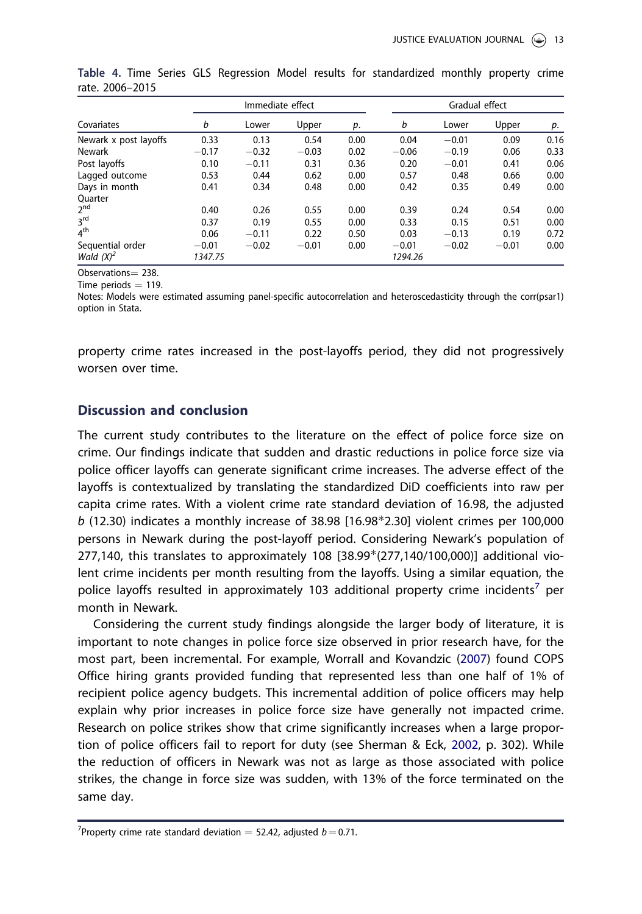**Table 4.** Time Series GLS Regression Model results for standardized monthly property crime rate. 2006–2015

| | Immediate effect | | | | Gradual effect | | | |
|---|---|---|---|---|---|---|---|---|
| Covariates | *b* | Lower | Upper | *p.* | *b* | Lower | Upper | *p.* |
| Newark x post layoffs | 0.33 | 0.13 | 0.54 | 0.00 | 0.04 | −0.01 | 0.09 | 0.16 |
| Newark | −0.17 | −0.32 | −0.03 | 0.02 | −0.06 | −0.19 | 0.06 | 0.33 |
| Post layoffs | 0.10 | −0.11 | 0.31 | 0.36 | 0.20 | −0.01 | 0.41 | 0.06 |
| Lagged outcome | 0.53 | 0.44 | 0.62 | 0.00 | 0.57 | 0.48 | 0.66 | 0.00 |
| Days in month | 0.41 | 0.34 | 0.48 | 0.00 | 0.42 | 0.35 | 0.49 | 0.00 |
| Quarter | | | | | | | | |
| 2nd | 0.40 | 0.26 | 0.55 | 0.00 | 0.39 | 0.24 | 0.54 | 0.00 |
| 3rd | 0.37 | 0.19 | 0.55 | 0.00 | 0.33 | 0.15 | 0.51 | 0.00 |
| 4th | 0.06 | −0.11 | 0.22 | 0.50 | 0.03 | −0.13 | 0.19 | 0.72 |
| Sequential order | −0.01 | −0.02 | −0.01 | 0.00 | −0.01 | −0.02 | −0.01 | 0.00 |
| *Wald* $(X)^2$ | *1347.75* | | | | *1294.26* | | | |

Observations = 238.

Time periods = 119.

Notes: Models were estimated assuming panel-specific autocorrelation and heteroscedasticity through the corr(psar1) option in Stata.

property crime rates increased in the post-layoffs period, they did not progressively worsen over time.

## Discussion and conclusion

The current study contributes to the literature on the effect of police force size on crime. Our findings indicate that sudden and drastic reductions in police force size via police officer layoffs can generate significant crime increases. The adverse effect of the layoffs is contextualized by translating the standardized DiD coefficients into raw per capita crime rates. With a violent crime rate standard deviation of 16.98, the adjusted *b* (12.30) indicates a monthly increase of 38.98 [16.98*2.30] violent crimes per 100,000 persons in Newark during the post-layoff period. Considering Newark's population of 277,140, this translates to approximately 108 [38.99*(277,140/100,000)] additional violent crime incidents per month resulting from the layoffs. Using a similar equation, the police layoffs resulted in approximately 103 additional property crime incidents[7] per month in Newark.

Considering the current study findings alongside the larger body of literature, it is important to note changes in police force size observed in prior research have, for the most part, been incremental. For example, Worrall and Kovandzic (2007) found COPS Office hiring grants provided funding that represented less than one half of 1% of recipient police agency budgets. This incremental addition of police officers may help explain why prior increases in police force size have generally not impacted crime. Research on police strikes show that crime significantly increases when a large proportion of police officers fail to report for duty (see Sherman & Eck, 2002, p. 302). While the reduction of officers in Newark was not as large as those associated with police strikes, the change in force size was sudden, with 13% of the force terminated on the same day.

[7]Property crime rate standard deviation = 52.42, adjusted *b* = 0.71.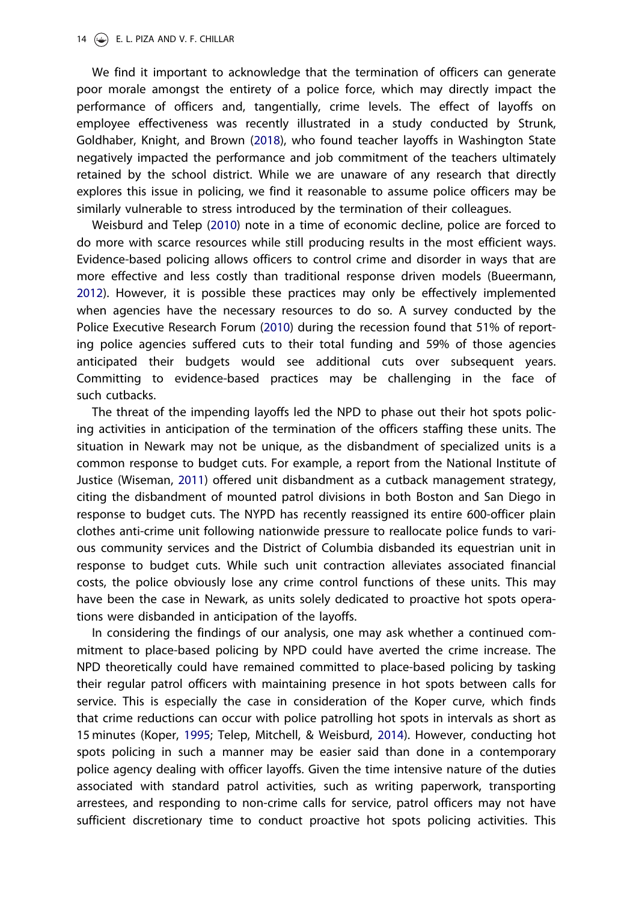We find it important to acknowledge that the termination of officers can generate poor morale amongst the entirety of a police force, which may directly impact the performance of officers and, tangentially, crime levels. The effect of layoffs on employee effectiveness was recently illustrated in a study conducted by Strunk, Goldhaber, Knight, and Brown (2018), who found teacher layoffs in Washington State negatively impacted the performance and job commitment of the teachers ultimately retained by the school district. While we are unaware of any research that directly explores this issue in policing, we find it reasonable to assume police officers may be similarly vulnerable to stress introduced by the termination of their colleagues.

Weisburd and Telep (2010) note in a time of economic decline, police are forced to do more with scarce resources while still producing results in the most efficient ways. Evidence-based policing allows officers to control crime and disorder in ways that are more effective and less costly than traditional response driven models (Bueermann, 2012). However, it is possible these practices may only be effectively implemented when agencies have the necessary resources to do so. A survey conducted by the Police Executive Research Forum (2010) during the recession found that 51% of reporting police agencies suffered cuts to their total funding and 59% of those agencies anticipated their budgets would see additional cuts over subsequent years. Committing to evidence-based practices may be challenging in the face of such cutbacks.

The threat of the impending layoffs led the NPD to phase out their hot spots policing activities in anticipation of the termination of the officers staffing these units. The situation in Newark may not be unique, as the disbandment of specialized units is a common response to budget cuts. For example, a report from the National Institute of Justice (Wiseman, 2011) offered unit disbandment as a cutback management strategy, citing the disbandment of mounted patrol divisions in both Boston and San Diego in response to budget cuts. The NYPD has recently reassigned its entire 600-officer plain clothes anti-crime unit following nationwide pressure to reallocate police funds to various community services and the District of Columbia disbanded its equestrian unit in response to budget cuts. While such unit contraction alleviates associated financial costs, the police obviously lose any crime control functions of these units. This may have been the case in Newark, as units solely dedicated to proactive hot spots operations were disbanded in anticipation of the layoffs.

In considering the findings of our analysis, one may ask whether a continued commitment to place-based policing by NPD could have averted the crime increase. The NPD theoretically could have remained committed to place-based policing by tasking their regular patrol officers with maintaining presence in hot spots between calls for service. This is especially the case in consideration of the Koper curve, which finds that crime reductions can occur with police patrolling hot spots in intervals as short as 15 minutes (Koper, 1995; Telep, Mitchell, & Weisburd, 2014). However, conducting hot spots policing in such a manner may be easier said than done in a contemporary police agency dealing with officer layoffs. Given the time intensive nature of the duties associated with standard patrol activities, such as writing paperwork, transporting arrestees, and responding to non-crime calls for service, patrol officers may not have sufficient discretionary time to conduct proactive hot spots policing activities. This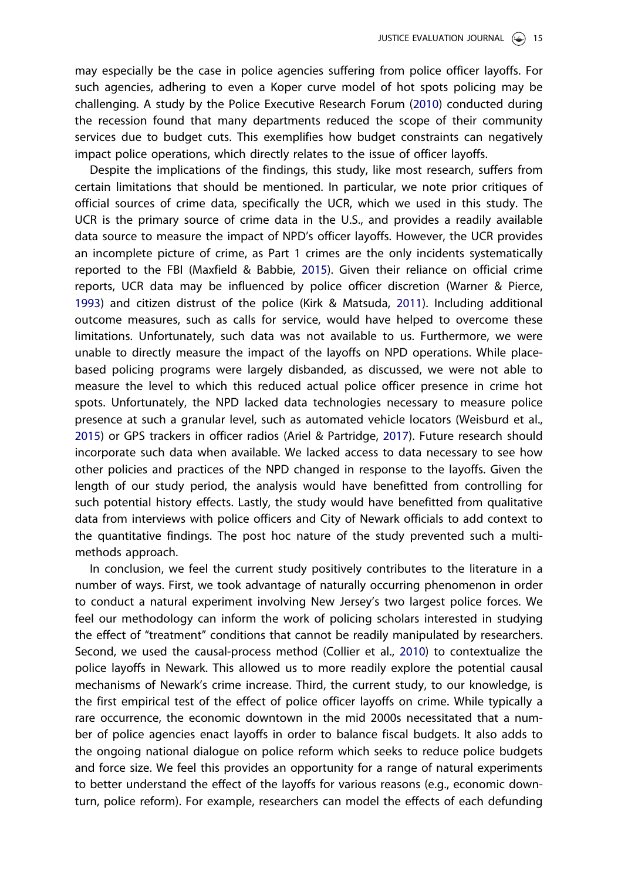may especially be the case in police agencies suffering from police officer layoffs. For such agencies, adhering to even a Koper curve model of hot spots policing may be challenging. A study by the Police Executive Research Forum (2010) conducted during the recession found that many departments reduced the scope of their community services due to budget cuts. This exemplifies how budget constraints can negatively impact police operations, which directly relates to the issue of officer layoffs.

Despite the implications of the findings, this study, like most research, suffers from certain limitations that should be mentioned. In particular, we note prior critiques of official sources of crime data, specifically the UCR, which we used in this study. The UCR is the primary source of crime data in the U.S., and provides a readily available data source to measure the impact of NPD's officer layoffs. However, the UCR provides an incomplete picture of crime, as Part 1 crimes are the only incidents systematically reported to the FBI (Maxfield & Babbie, 2015). Given their reliance on official crime reports, UCR data may be influenced by police officer discretion (Warner & Pierce, 1993) and citizen distrust of the police (Kirk & Matsuda, 2011). Including additional outcome measures, such as calls for service, would have helped to overcome these limitations. Unfortunately, such data was not available to us. Furthermore, we were unable to directly measure the impact of the layoffs on NPD operations. While place-based policing programs were largely disbanded, as discussed, we were not able to measure the level to which this reduced actual police officer presence in crime hot spots. Unfortunately, the NPD lacked data technologies necessary to measure police presence at such a granular level, such as automated vehicle locators (Weisburd et al., 2015) or GPS trackers in officer radios (Ariel & Partridge, 2017). Future research should incorporate such data when available. We lacked access to data necessary to see how other policies and practices of the NPD changed in response to the layoffs. Given the length of our study period, the analysis would have benefitted from controlling for such potential history effects. Lastly, the study would have benefitted from qualitative data from interviews with police officers and City of Newark officials to add context to the quantitative findings. The post hoc nature of the study prevented such a multi-methods approach.

In conclusion, we feel the current study positively contributes to the literature in a number of ways. First, we took advantage of naturally occurring phenomenon in order to conduct a natural experiment involving New Jersey's two largest police forces. We feel our methodology can inform the work of policing scholars interested in studying the effect of "treatment" conditions that cannot be readily manipulated by researchers. Second, we used the causal-process method (Collier et al., 2010) to contextualize the police layoffs in Newark. This allowed us to more readily explore the potential causal mechanisms of Newark's crime increase. Third, the current study, to our knowledge, is the first empirical test of the effect of police officer layoffs on crime. While typically a rare occurrence, the economic downtown in the mid 2000s necessitated that a number of police agencies enact layoffs in order to balance fiscal budgets. It also adds to the ongoing national dialogue on police reform which seeks to reduce police budgets and force size. We feel this provides an opportunity for a range of natural experiments to better understand the effect of the layoffs for various reasons (e.g., economic downturn, police reform). For example, researchers can model the effects of each defunding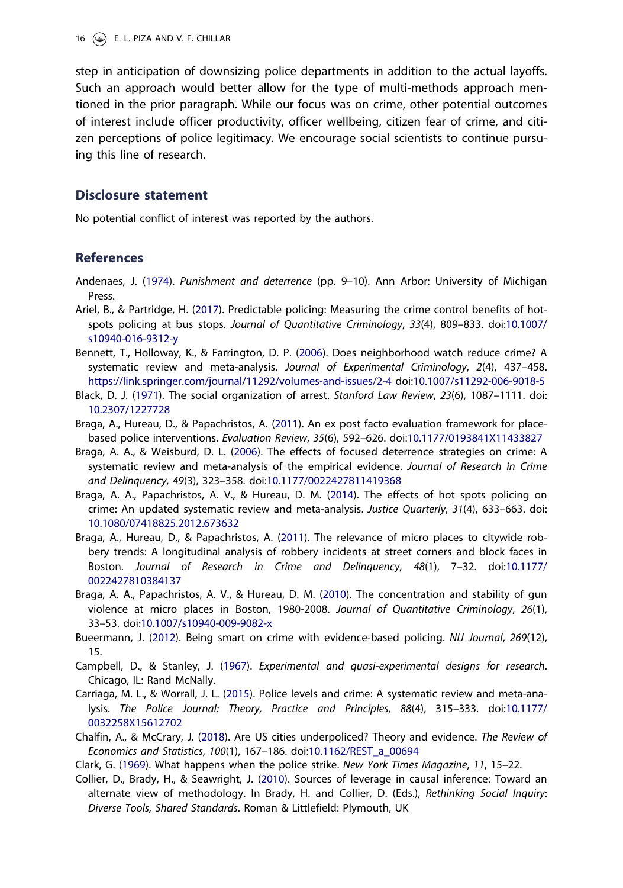step in anticipation of downsizing police departments in addition to the actual layoffs. Such an approach would better allow for the type of multi-methods approach mentioned in the prior paragraph. While our focus was on crime, other potential outcomes of interest include officer productivity, officer wellbeing, citizen fear of crime, and citizen perceptions of police legitimacy. We encourage social scientists to continue pursuing this line of research.

## Disclosure statement

No potential conflict of interest was reported by the authors.

## References

Andenaes, J. (1974). *Punishment and deterrence* (pp. 9–10). Ann Arbor: University of Michigan Press.

Ariel, B., & Partridge, H. (2017). Predictable policing: Measuring the crime control benefits of hotspots policing at bus stops. *Journal of Quantitative Criminology*, *33*(4), 809–833. doi:10.1007/s10940-016-9312-y

Bennett, T., Holloway, K., & Farrington, D. P. (2006). Does neighborhood watch reduce crime? A systematic review and meta-analysis. *Journal of Experimental Criminology*, *2*(4), 437–458. https://link.springer.com/journal/11292/volumes-and-issues/2-4 doi:10.1007/s11292-006-9018-5

Black, D. J. (1971). The social organization of arrest. *Stanford Law Review*, *23*(6), 1087–1111. doi:10.2307/1227728

Braga, A., Hureau, D., & Papachristos, A. (2011). An ex post facto evaluation framework for place-based police interventions. *Evaluation Review*, *35*(6), 592–626. doi:10.1177/0193841X11433827

Braga, A. A., & Weisburd, D. L. (2006). The effects of focused deterrence strategies on crime: A systematic review and meta-analysis of the empirical evidence. *Journal of Research in Crime and Delinquency*, *49*(3), 323–358. doi:10.1177/0022427811419368

Braga, A. A., Papachristos, A. V., & Hureau, D. M. (2014). The effects of hot spots policing on crime: An updated systematic review and meta-analysis. *Justice Quarterly*, *31*(4), 633–663. doi:10.1080/07418825.2012.673632

Braga, A., Hureau, D., & Papachristos, A. (2011). The relevance of micro places to citywide robbery trends: A longitudinal analysis of robbery incidents at street corners and block faces in Boston. *Journal of Research in Crime and Delinquency*, *48*(1), 7–32. doi:10.1177/0022427810384137

Braga, A. A., Papachristos, A. V., & Hureau, D. M. (2010). The concentration and stability of gun violence at micro places in Boston, 1980-2008. *Journal of Quantitative Criminology*, *26*(1), 33–53. doi:10.1007/s10940-009-9082-x

Bueermann, J. (2012). Being smart on crime with evidence-based policing. *NIJ Journal*, *269*(12), 15.

Campbell, D., & Stanley, J. (1967). *Experimental and quasi-experimental designs for research*. Chicago, IL: Rand McNally.

Carriaga, M. L., & Worrall, J. L. (2015). Police levels and crime: A systematic review and meta-analysis. *The Police Journal: Theory, Practice and Principles*, *88*(4), 315–333. doi:10.1177/0032258X15612702

Chalfin, A., & McCrary, J. (2018). Are US cities underpoliced? Theory and evidence. *The Review of Economics and Statistics*, *100*(1), 167–186. doi:10.1162/REST_a_00694

Clark, G. (1969). What happens when the police strike. *New York Times Magazine*, *11*, 15–22.

Collier, D., Brady, H., & Seawright, J. (2010). Sources of leverage in causal inference: Toward an alternate view of methodology. In Brady, H. and Collier, D. (Eds.), *Rethinking Social Inquiry: Diverse Tools, Shared Standards*. Roman & Littlefield: Plymouth, UK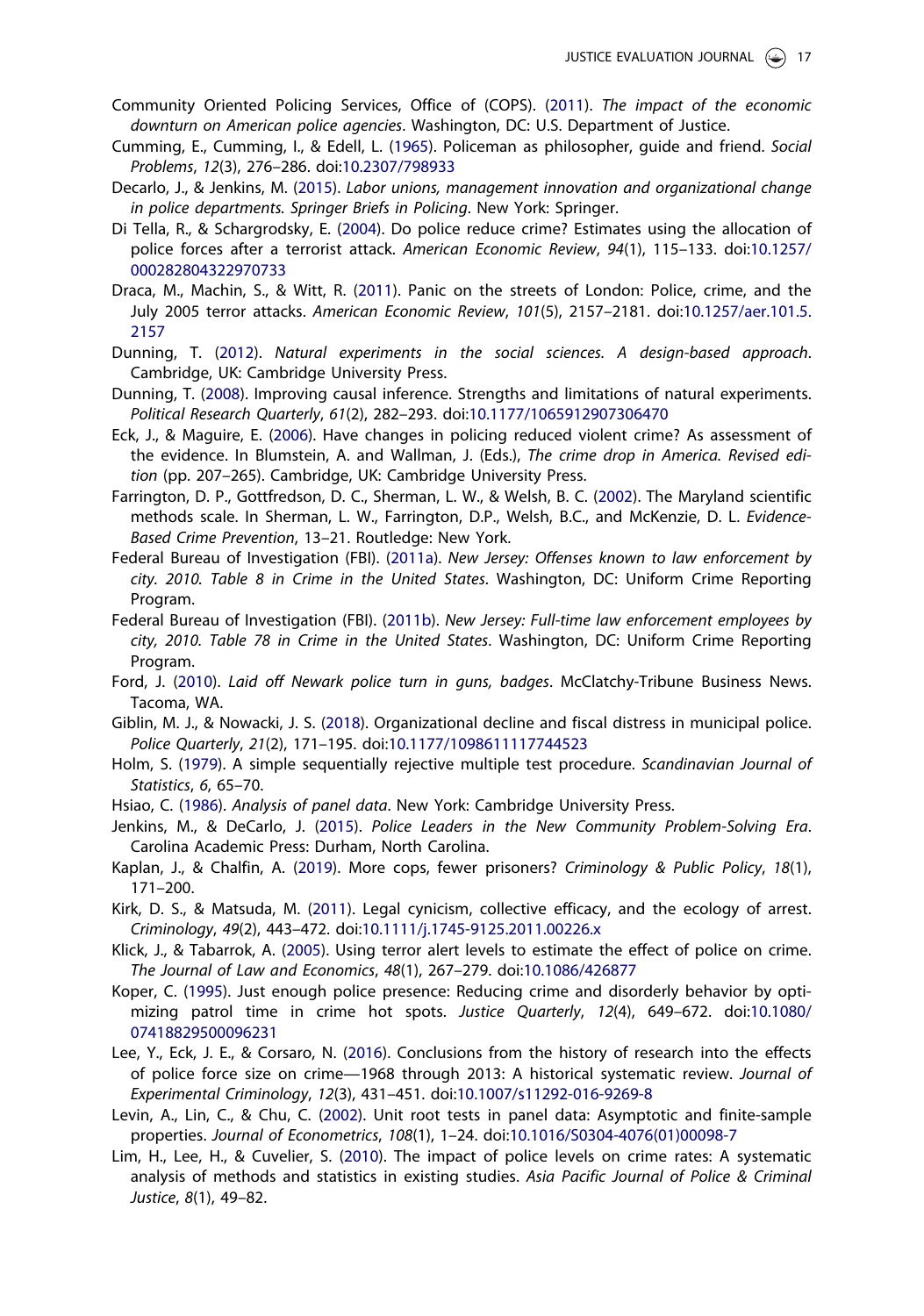Community Oriented Policing Services, Office of (COPS). (2011). *The impact of the economic downturn on American police agencies*. Washington, DC: U.S. Department of Justice.

Cumming, E., Cumming, I., & Edell, L. (1965). Policeman as philosopher, guide and friend. *Social Problems*, *12*(3), 276–286. doi:10.2307/798933

Decarlo, J., & Jenkins, M. (2015). *Labor unions, management innovation and organizational change in police departments. Springer Briefs in Policing*. New York: Springer.

Di Tella, R., & Schargrodsky, E. (2004). Do police reduce crime? Estimates using the allocation of police forces after a terrorist attack. *American Economic Review*, *94*(1), 115–133. doi:10.1257/000282804322970733

Draca, M., Machin, S., & Witt, R. (2011). Panic on the streets of London: Police, crime, and the July 2005 terror attacks. *American Economic Review*, *101*(5), 2157–2181. doi:10.1257/aer.101.5.2157

Dunning, T. (2012). *Natural experiments in the social sciences. A design-based approach*. Cambridge, UK: Cambridge University Press.

Dunning, T. (2008). Improving causal inference. Strengths and limitations of natural experiments. *Political Research Quarterly*, *61*(2), 282–293. doi:10.1177/1065912907306470

Eck, J., & Maguire, E. (2006). Have changes in policing reduced violent crime? As assessment of the evidence. In Blumstein, A. and Wallman, J. (Eds.), *The crime drop in America. Revised edition* (pp. 207–265). Cambridge, UK: Cambridge University Press.

Farrington, D. P., Gottfredson, D. C., Sherman, L. W., & Welsh, B. C. (2002). The Maryland scientific methods scale. In Sherman, L. W., Farrington, D.P., Welsh, B.C., and McKenzie, D. L. *Evidence-Based Crime Prevention*, 13–21. Routledge: New York.

Federal Bureau of Investigation (FBI). (2011a). *New Jersey: Offenses known to law enforcement by city. 2010. Table 8 in Crime in the United States*. Washington, DC: Uniform Crime Reporting Program.

Federal Bureau of Investigation (FBI). (2011b). *New Jersey: Full-time law enforcement employees by city, 2010. Table 78 in Crime in the United States*. Washington, DC: Uniform Crime Reporting Program.

Ford, J. (2010). *Laid off Newark police turn in guns, badges*. McClatchy-Tribune Business News. Tacoma, WA.

Giblin, M. J., & Nowacki, J. S. (2018). Organizational decline and fiscal distress in municipal police. *Police Quarterly*, *21*(2), 171–195. doi:10.1177/1098611117744523

Holm, S. (1979). A simple sequentially rejective multiple test procedure. *Scandinavian Journal of Statistics*, *6*, 65–70.

Hsiao, C. (1986). *Analysis of panel data*. New York: Cambridge University Press.

Jenkins, M., & DeCarlo, J. (2015). *Police Leaders in the New Community Problem-Solving Era*. Carolina Academic Press: Durham, North Carolina.

Kaplan, J., & Chalfin, A. (2019). More cops, fewer prisoners? *Criminology & Public Policy*, *18*(1), 171–200.

Kirk, D. S., & Matsuda, M. (2011). Legal cynicism, collective efficacy, and the ecology of arrest. *Criminology*, *49*(2), 443–472. doi:10.1111/j.1745-9125.2011.00226.x

Klick, J., & Tabarrok, A. (2005). Using terror alert levels to estimate the effect of police on crime. *The Journal of Law and Economics*, *48*(1), 267–279. doi:10.1086/426877

Koper, C. (1995). Just enough police presence: Reducing crime and disorderly behavior by optimizing patrol time in crime hot spots. *Justice Quarterly*, *12*(4), 649–672. doi:10.1080/07418829500096231

Lee, Y., Eck, J. E., & Corsaro, N. (2016). Conclusions from the history of research into the effects of police force size on crime—1968 through 2013: A historical systematic review. *Journal of Experimental Criminology*, *12*(3), 431–451. doi:10.1007/s11292-016-9269-8

Levin, A., Lin, C., & Chu, C. (2002). Unit root tests in panel data: Asymptotic and finite-sample properties. *Journal of Econometrics*, *108*(1), 1–24. doi:10.1016/S0304-4076(01)00098-7

Lim, H., Lee, H., & Cuvelier, S. (2010). The impact of police levels on crime rates: A systematic analysis of methods and statistics in existing studies. *Asia Pacific Journal of Police & Criminal Justice*, *8*(1), 49–82.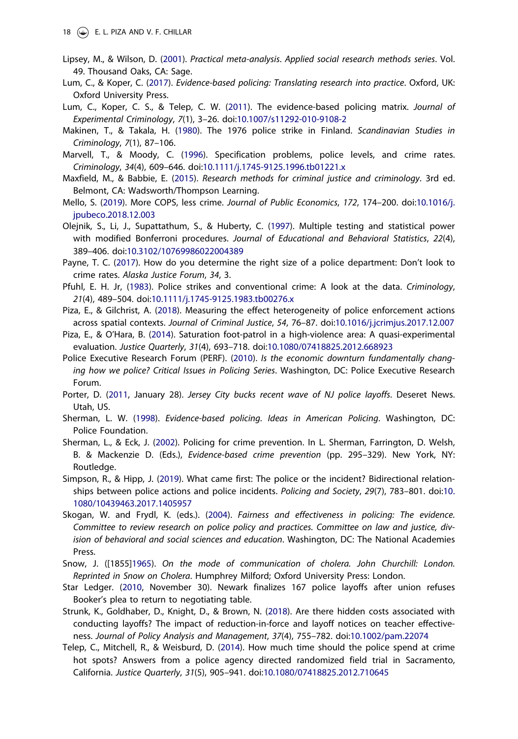Lipsey, M., & Wilson, D. (2001). *Practical meta-analysis*. *Applied social research methods series*. Vol. 49. Thousand Oaks, CA: Sage.

Lum, C., & Koper, C. (2017). *Evidence-based policing: Translating research into practice*. Oxford, UK: Oxford University Press.

Lum, C., Koper, C. S., & Telep, C. W. (2011). The evidence-based policing matrix. *Journal of Experimental Criminology*, *7*(1), 3–26. doi:10.1007/s11292-010-9108-2

Makinen, T., & Takala, H. (1980). The 1976 police strike in Finland. *Scandinavian Studies in Criminology*, *7*(1), 87–106.

Marvell, T., & Moody, C. (1996). Specification problems, police levels, and crime rates. *Criminology*, *34*(4), 609–646. doi:10.1111/j.1745-9125.1996.tb01221.x

Maxfield, M., & Babbie, E. (2015). *Research methods for criminal justice and criminology*. 3rd ed. Belmont, CA: Wadsworth/Thompson Learning.

Mello, S. (2019). More COPS, less crime. *Journal of Public Economics*, *172*, 174–200. doi:10.1016/j.jpubeco.2018.12.003

Olejnik, S., Li, J., Supattathum, S., & Huberty, C. (1997). Multiple testing and statistical power with modified Bonferroni procedures. *Journal of Educational and Behavioral Statistics*, *22*(4), 389–406. doi:10.3102/10769986022004389

Payne, T. C. (2017). How do you determine the right size of a police department: Don't look to crime rates. *Alaska Justice Forum*, *34*, 3.

Pfuhl, E. H. Jr, (1983). Police strikes and conventional crime: A look at the data. *Criminology*, *21*(4), 489–504. doi:10.1111/j.1745-9125.1983.tb00276.x

Piza, E., & Gilchrist, A. (2018). Measuring the effect heterogeneity of police enforcement actions across spatial contexts. *Journal of Criminal Justice*, *54*, 76–87. doi:10.1016/j.jcrimjus.2017.12.007

Piza, E., & O'Hara, B. (2014). Saturation foot-patrol in a high-violence area: A quasi-experimental evaluation. *Justice Quarterly*, *31*(4), 693–718. doi:10.1080/07418825.2012.668923

Police Executive Research Forum (PERF). (2010). *Is the economic downturn fundamentally changing how we police? Critical Issues in Policing Series*. Washington, DC: Police Executive Research Forum.

Porter, D. (2011, January 28). *Jersey City bucks recent wave of NJ police layoffs*. Deseret News. Utah, US.

Sherman, L. W. (1998). *Evidence-based policing. Ideas in American Policing*. Washington, DC: Police Foundation.

Sherman, L., & Eck, J. (2002). Policing for crime prevention. In L. Sherman, Farrington, D. Welsh, B. & Mackenzie D. (Eds.), *Evidence-based crime prevention* (pp. 295–329). New York, NY: Routledge.

Simpson, R., & Hipp, J. (2019). What came first: The police or the incident? Bidirectional relationships between police actions and police incidents. *Policing and Society*, *29*(7), 783–801. doi:10.1080/10439463.2017.1405957

Skogan, W. and Frydl, K. (eds.). (2004). *Fairness and effectiveness in policing: The evidence. Committee to review research on police policy and practices. Committee on law and justice, division of behavioral and social sciences and education*. Washington, DC: The National Academies Press.

Snow, J. ([1855]1965). *On the mode of communication of cholera. John Churchill: London. Reprinted in Snow on Cholera*. Humphrey Milford; Oxford University Press: London.

Star Ledger. (2010, November 30). Newark finalizes 167 police layoffs after union refuses Booker's plea to return to negotiating table.

Strunk, K., Goldhaber, D., Knight, D., & Brown, N. (2018). Are there hidden costs associated with conducting layoffs? The impact of reduction-in-force and layoff notices on teacher effectiveness. *Journal of Policy Analysis and Management*, *37*(4), 755–782. doi:10.1002/pam.22074

Telep, C., Mitchell, R., & Weisburd, D. (2014). How much time should the police spend at crime hot spots? Answers from a police agency directed randomized field trial in Sacramento, California. *Justice Quarterly*, *31*(5), 905–941. doi:10.1080/07418825.2012.710645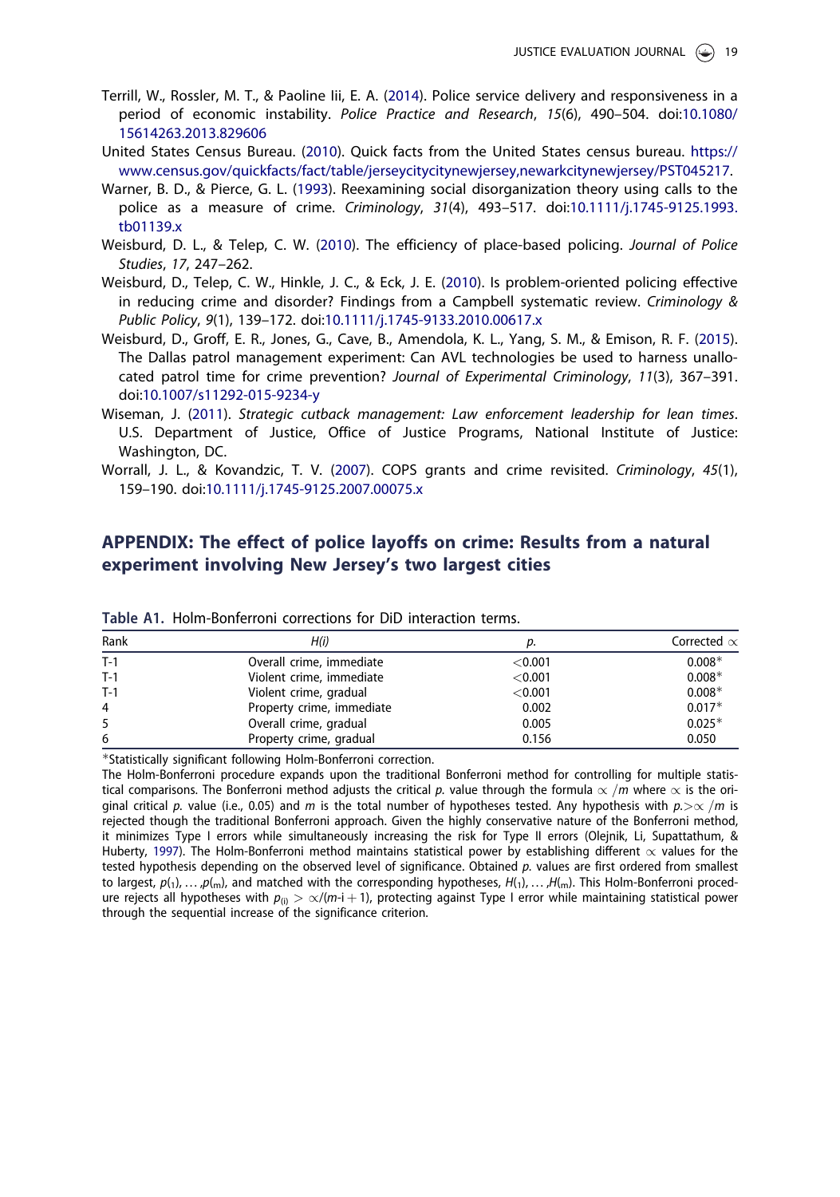Terrill, W., Rossler, M. T., & Paoline Iii, E. A. (2014). Police service delivery and responsiveness in a period of economic instability. *Police Practice and Research*, *15*(6), 490–504. doi:10.1080/15614263.2013.829606

United States Census Bureau. (2010). Quick facts from the United States census bureau. https://www.census.gov/quickfacts/fact/table/jerseycitycitynewjersey,newarkcitynewjersey/PST045217.

Warner, B. D., & Pierce, G. L. (1993). Reexamining social disorganization theory using calls to the police as a measure of crime. *Criminology*, *31*(4), 493–517. doi:10.1111/j.1745-9125.1993.tb01139.x

Weisburd, D. L., & Telep, C. W. (2010). The efficiency of place-based policing. *Journal of Police Studies*, *17*, 247–262.

Weisburd, D., Telep, C. W., Hinkle, J. C., & Eck, J. E. (2010). Is problem-oriented policing effective in reducing crime and disorder? Findings from a Campbell systematic review. *Criminology & Public Policy*, *9*(1), 139–172. doi:10.1111/j.1745-9133.2010.00617.x

Weisburd, D., Groff, E. R., Jones, G., Cave, B., Amendola, K. L., Yang, S. M., & Emison, R. F. (2015). The Dallas patrol management experiment: Can AVL technologies be used to harness unallocated patrol time for crime prevention? *Journal of Experimental Criminology*, *11*(3), 367–391. doi:10.1007/s11292-015-9234-y

Wiseman, J. (2011). *Strategic cutback management: Law enforcement leadership for lean times*. U.S. Department of Justice, Office of Justice Programs, National Institute of Justice: Washington, DC.

Worrall, J. L., & Kovandzic, T. V. (2007). COPS grants and crime revisited. *Criminology*, *45*(1), 159–190. doi:10.1111/j.1745-9125.2007.00075.x

## APPENDIX: The effect of police layoffs on crime: Results from a natural experiment involving New Jersey's two largest cities

**Table A1.** Holm-Bonferroni corrections for DiD interaction terms.

| Rank | *H(i)* | *p.* | Corrected $\alpha$ |
|---|---|---|---|
| T-1 | Overall crime, immediate | <0.001 | 0.008* |
| T-1 | Violent crime, immediate | <0.001 | 0.008* |
| T-1 | Violent crime, gradual | <0.001 | 0.008* |
| 4 | Property crime, immediate | 0.002 | 0.017* |
| 5 | Overall crime, gradual | 0.005 | 0.025* |
| 6 | Property crime, gradual | 0.156 | 0.050 |

*Statistically significant following Holm-Bonferroni correction.

The Holm-Bonferroni procedure expands upon the traditional Bonferroni method for controlling for multiple statistical comparisons. The Bonferroni method adjusts the critical *p.* value through the formula $\alpha/m$ where $\alpha$ is the original critical *p.* value (i.e., 0.05) and *m* is the total number of hypotheses tested. Any hypothesis with $p. > \alpha/m$ is rejected though the traditional Bonferroni approach. Given the highly conservative nature of the Bonferroni method, it minimizes Type I errors while simultaneously increasing the risk for Type II errors (Olejnik, Li, Supattathum, & Huberty, 1997). The Holm-Bonferroni method maintains statistical power by establishing different $\alpha$ values for the tested hypothesis depending on the observed level of significance. Obtained *p.* values are first ordered from smallest to largest, $p_{(1)}, \ldots, p_{(m)}$, and matched with the corresponding hypotheses, $H_{(1)}, \ldots, H_{(m)}$. This Holm-Bonferroni procedure rejects all hypotheses with $p_{(i)} > \alpha/(m-i+1)$, protecting against Type I error while maintaining statistical power through the sequential increase of the significance criterion.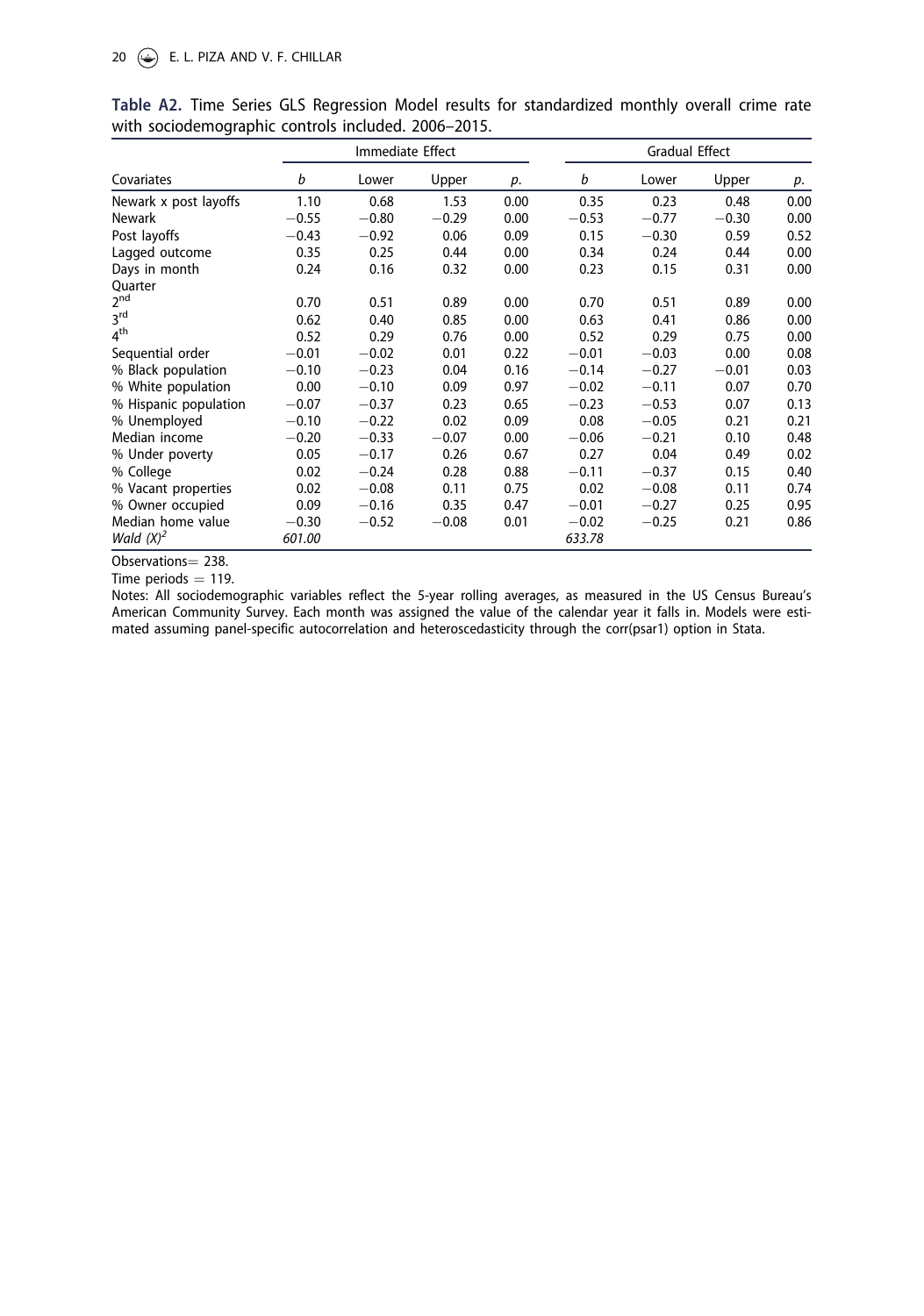**Table A2.** Time Series GLS Regression Model results for standardized monthly overall crime rate with sociodemographic controls included. 2006–2015.

| | Immediate Effect | | | | Gradual Effect | | | |
|---|---|---|---|---|---|---|---|---|
| Covariates | *b* | Lower | Upper | *p.* | *b* | Lower | Upper | *p.* |
| Newark x post layoffs | 1.10 | 0.68 | 1.53 | 0.00 | 0.35 | 0.23 | 0.48 | 0.00 |
| Newark | −0.55 | −0.80 | −0.29 | 0.00 | −0.53 | −0.77 | −0.30 | 0.00 |
| Post layoffs | −0.43 | −0.92 | 0.06 | 0.09 | 0.15 | −0.30 | 0.59 | 0.52 |
| Lagged outcome | 0.35 | 0.25 | 0.44 | 0.00 | 0.34 | 0.24 | 0.44 | 0.00 |
| Days in month | 0.24 | 0.16 | 0.32 | 0.00 | 0.23 | 0.15 | 0.31 | 0.00 |
| Quarter | | | | | | | | |
| 2nd | 0.70 | 0.51 | 0.89 | 0.00 | 0.70 | 0.51 | 0.89 | 0.00 |
| 3rd | 0.62 | 0.40 | 0.85 | 0.00 | 0.63 | 0.41 | 0.86 | 0.00 |
| 4th | 0.52 | 0.29 | 0.76 | 0.00 | 0.52 | 0.29 | 0.75 | 0.00 |
| Sequential order | −0.01 | −0.02 | 0.01 | 0.22 | −0.01 | −0.03 | 0.00 | 0.08 |
| % Black population | −0.10 | −0.23 | 0.04 | 0.16 | −0.14 | −0.27 | −0.01 | 0.03 |
| % White population | 0.00 | −0.10 | 0.09 | 0.97 | −0.02 | −0.11 | 0.07 | 0.70 |
| % Hispanic population | −0.07 | −0.37 | 0.23 | 0.65 | −0.23 | −0.53 | 0.07 | 0.13 |
| % Unemployed | −0.10 | −0.22 | 0.02 | 0.09 | 0.08 | −0.05 | 0.21 | 0.21 |
| Median income | −0.20 | −0.33 | −0.07 | 0.00 | −0.06 | −0.21 | 0.10 | 0.48 |
| % Under poverty | 0.05 | −0.17 | 0.26 | 0.67 | 0.27 | 0.04 | 0.49 | 0.02 |
| % College | 0.02 | −0.24 | 0.28 | 0.88 | −0.11 | −0.37 | 0.15 | 0.40 |
| % Vacant properties | 0.02 | −0.08 | 0.11 | 0.75 | 0.02 | −0.08 | 0.11 | 0.74 |
| % Owner occupied | 0.09 | −0.16 | 0.35 | 0.47 | −0.01 | −0.27 | 0.25 | 0.95 |
| Median home value | −0.30 | −0.52 | −0.08 | 0.01 | −0.02 | −0.25 | 0.21 | 0.86 |
| *Wald* $(X)^2$ | *601.00* | | | | *633.78* | | | |

Observations = 238.

Time periods = 119.

Notes: All sociodemographic variables reflect the 5-year rolling averages, as measured in the US Census Bureau's American Community Survey. Each month was assigned the value of the calendar year it falls in. Models were estimated assuming panel-specific autocorrelation and heteroscedasticity through the corr(psar1) option in Stata.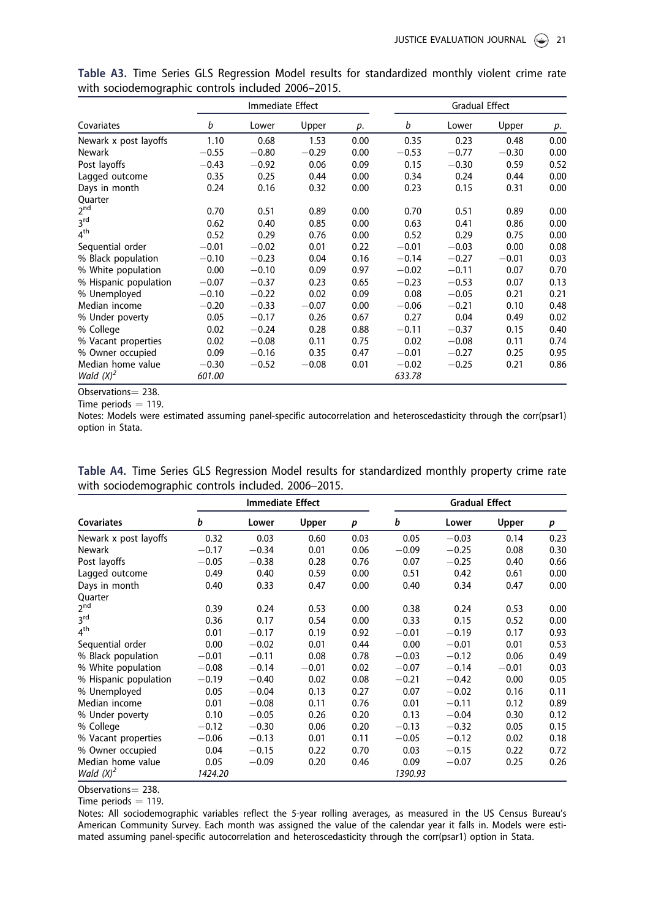**Table A3.** Time Series GLS Regression Model results for standardized monthly violent crime rate with sociodemographic controls included 2006–2015.

| | Immediate Effect | | | | Gradual Effect | | | |
|---|---|---|---|---|---|---|---|---|
| Covariates | *b* | Lower | Upper | *p.* | *b* | Lower | Upper | *p.* |
| Newark x post layoffs | 1.10 | 0.68 | 1.53 | 0.00 | 0.35 | 0.23 | 0.48 | 0.00 |
| Newark | −0.55 | −0.80 | −0.29 | 0.00 | −0.53 | −0.77 | −0.30 | 0.00 |
| Post layoffs | −0.43 | −0.92 | 0.06 | 0.09 | 0.15 | −0.30 | 0.59 | 0.52 |
| Lagged outcome | 0.35 | 0.25 | 0.44 | 0.00 | 0.34 | 0.24 | 0.44 | 0.00 |
| Days in month | 0.24 | 0.16 | 0.32 | 0.00 | 0.23 | 0.15 | 0.31 | 0.00 |
| Quarter | | | | | | | | |
| 2nd | 0.70 | 0.51 | 0.89 | 0.00 | 0.70 | 0.51 | 0.89 | 0.00 |
| 3rd | 0.62 | 0.40 | 0.85 | 0.00 | 0.63 | 0.41 | 0.86 | 0.00 |
| 4th | 0.52 | 0.29 | 0.76 | 0.00 | 0.52 | 0.29 | 0.75 | 0.00 |
| Sequential order | −0.01 | −0.02 | 0.01 | 0.22 | −0.01 | −0.03 | 0.00 | 0.08 |
| % Black population | −0.10 | −0.23 | 0.04 | 0.16 | −0.14 | −0.27 | −0.01 | 0.03 |
| % White population | 0.00 | −0.10 | 0.09 | 0.97 | −0.02 | −0.11 | 0.07 | 0.70 |
| % Hispanic population | −0.07 | −0.37 | 0.23 | 0.65 | −0.23 | −0.53 | 0.07 | 0.13 |
| % Unemployed | −0.10 | −0.22 | 0.02 | 0.09 | 0.08 | −0.05 | 0.21 | 0.21 |
| Median income | −0.20 | −0.33 | −0.07 | 0.00 | −0.06 | −0.21 | 0.10 | 0.48 |
| % Under poverty | 0.05 | −0.17 | 0.26 | 0.67 | 0.27 | 0.04 | 0.49 | 0.02 |
| % College | 0.02 | −0.24 | 0.28 | 0.88 | −0.11 | −0.37 | 0.15 | 0.40 |
| % Vacant properties | 0.02 | −0.08 | 0.11 | 0.75 | 0.02 | −0.08 | 0.11 | 0.74 |
| % Owner occupied | 0.09 | −0.16 | 0.35 | 0.47 | −0.01 | −0.27 | 0.25 | 0.95 |
| Median home value | −0.30 | −0.52 | −0.08 | 0.01 | −0.02 | −0.25 | 0.21 | 0.86 |
| *Wald* $(X)^2$ | *601.00* | | | | *633.78* | | | |

Observations= 238.

Time periods = 119.

Notes: Models were estimated assuming panel-specific autocorrelation and heteroscedasticity through the corr(psar1) option in Stata.

**Table A4.** Time Series GLS Regression Model results for standardized monthly property crime rate with sociodemographic controls included. 2006–2015.

| | **Immediate Effect** | | | | **Gradual Effect** | | | |
|---|---|---|---|---|---|---|---|---|
| **Covariates** | ***b*** | **Lower** | **Upper** | ***p*** | ***b*** | **Lower** | **Upper** | ***p*** |
| Newark x post layoffs | 0.32 | 0.03 | 0.60 | 0.03 | 0.05 | −0.03 | 0.14 | 0.23 |
| Newark | −0.17 | −0.34 | 0.01 | 0.06 | −0.09 | −0.25 | 0.08 | 0.30 |
| Post layoffs | −0.05 | −0.38 | 0.28 | 0.76 | 0.07 | −0.25 | 0.40 | 0.66 |
| Lagged outcome | 0.49 | 0.40 | 0.59 | 0.00 | 0.51 | 0.42 | 0.61 | 0.00 |
| Days in month | 0.40 | 0.33 | 0.47 | 0.00 | 0.40 | 0.34 | 0.47 | 0.00 |
| Quarter | | | | | | | | |
| 2nd | 0.39 | 0.24 | 0.53 | 0.00 | 0.38 | 0.24 | 0.53 | 0.00 |
| 3rd | 0.36 | 0.17 | 0.54 | 0.00 | 0.33 | 0.15 | 0.52 | 0.00 |
| 4th | 0.01 | −0.17 | 0.19 | 0.92 | −0.01 | −0.19 | 0.17 | 0.93 |
| Sequential order | 0.00 | −0.02 | 0.01 | 0.44 | 0.00 | −0.01 | 0.01 | 0.53 |
| % Black population | −0.01 | −0.11 | 0.08 | 0.78 | −0.03 | −0.12 | 0.06 | 0.49 |
| % White population | −0.08 | −0.14 | −0.01 | 0.02 | −0.07 | −0.14 | −0.01 | 0.03 |
| % Hispanic population | −0.19 | −0.40 | 0.02 | 0.08 | −0.21 | −0.42 | 0.00 | 0.05 |
| % Unemployed | 0.05 | −0.04 | 0.13 | 0.27 | 0.07 | −0.02 | 0.16 | 0.11 |
| Median income | 0.01 | −0.08 | 0.11 | 0.76 | 0.01 | −0.11 | 0.12 | 0.89 |
| % Under poverty | 0.10 | −0.05 | 0.26 | 0.20 | 0.13 | −0.04 | 0.30 | 0.12 |
| % College | −0.12 | −0.30 | 0.06 | 0.20 | −0.13 | −0.32 | 0.05 | 0.15 |
| % Vacant properties | −0.06 | −0.13 | 0.01 | 0.11 | −0.05 | −0.12 | 0.02 | 0.18 |
| % Owner occupied | 0.04 | −0.15 | 0.22 | 0.70 | 0.03 | −0.15 | 0.22 | 0.72 |
| Median home value | 0.05 | −0.09 | 0.20 | 0.46 | 0.09 | −0.07 | 0.25 | 0.26 |
| *Wald* $(X)^2$ | *1424.20* | | | | *1390.93* | | | |

Observations= 238.

Time periods = 119.

Notes: All sociodemographic variables reflect the 5-year rolling averages, as measured in the US Census Bureau's American Community Survey. Each month was assigned the value of the calendar year it falls in. Models were estimated assuming panel-specific autocorrelation and heteroscedasticity through the corr(psar1) option in Stata.